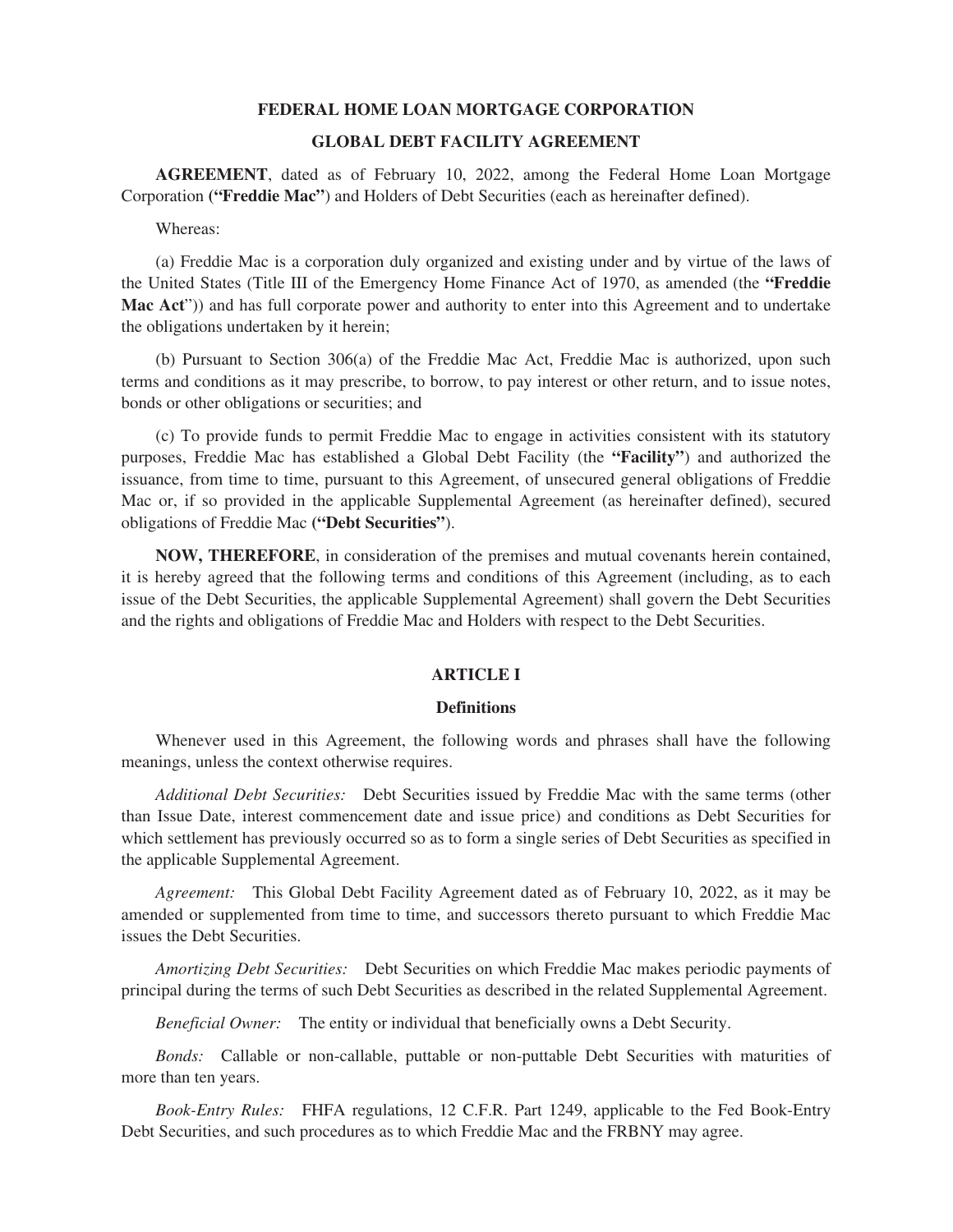# FEDERAL HOME LOAN MORTGAGE CORPORATION

## GLOBAL DEBT FACILITY AGREEMENT

**AGREEMENT**, dated as of February 10, 2022, among the Federal Home Loan Mortgage Corporation **("Freddie Mac"**) and Holders of Debt Securities (each as hereinafter defined).

Whereas:

(a) Freddie Mac is a corporation duly organized and existing under and by virtue of the laws of the United States (Title III of the Emergency Home Finance Act of 1970, as amended (the **"Freddie Mac Act**")) and has full corporate power and authority to enter into this Agreement and to undertake the obligations undertaken by it herein;

(b) Pursuant to Section 306(a) of the Freddie Mac Act, Freddie Mac is authorized, upon such terms and conditions as it may prescribe, to borrow, to pay interest or other return, and to issue notes, bonds or other obligations or securities; and

(c) To provide funds to permit Freddie Mac to engage in activities consistent with its statutory purposes, Freddie Mac has established a Global Debt Facility (the **"Facility"**) and authorized the issuance, from time to time, pursuant to this Agreement, of unsecured general obligations of Freddie Mac or, if so provided in the applicable Supplemental Agreement (as hereinafter defined), secured obligations of Freddie Mac **("Debt Securities"**).

**NOW, THEREFORE**, in consideration of the premises and mutual covenants herein contained, it is hereby agreed that the following terms and conditions of this Agreement (including, as to each issue of the Debt Securities, the applicable Supplemental Agreement) shall govern the Debt Securities and the rights and obligations of Freddie Mac and Holders with respect to the Debt Securities.

## ARTICLE I

### Definitions

Whenever used in this Agreement, the following words and phrases shall have the following meanings, unless the context otherwise requires.

*Additional Debt Securities:* Debt Securities issued by Freddie Mac with the same terms (other than Issue Date, interest commencement date and issue price) and conditions as Debt Securities for which settlement has previously occurred so as to form a single series of Debt Securities as specified in the applicable Supplemental Agreement.

*Agreement:* This Global Debt Facility Agreement dated as of February 10, 2022, as it may be amended or supplemented from time to time, and successors thereto pursuant to which Freddie Mac issues the Debt Securities.

*Amortizing Debt Securities:* Debt Securities on which Freddie Mac makes periodic payments of principal during the terms of such Debt Securities as described in the related Supplemental Agreement.

*Beneficial Owner:* The entity or individual that beneficially owns a Debt Security.

*Bonds:* Callable or non-callable, puttable or non-puttable Debt Securities with maturities of more than ten years.

*Book-Entry Rules:* FHFA regulations, 12 C.F.R. Part 1249, applicable to the Fed Book-Entry Debt Securities, and such procedures as to which Freddie Mac and the FRBNY may agree.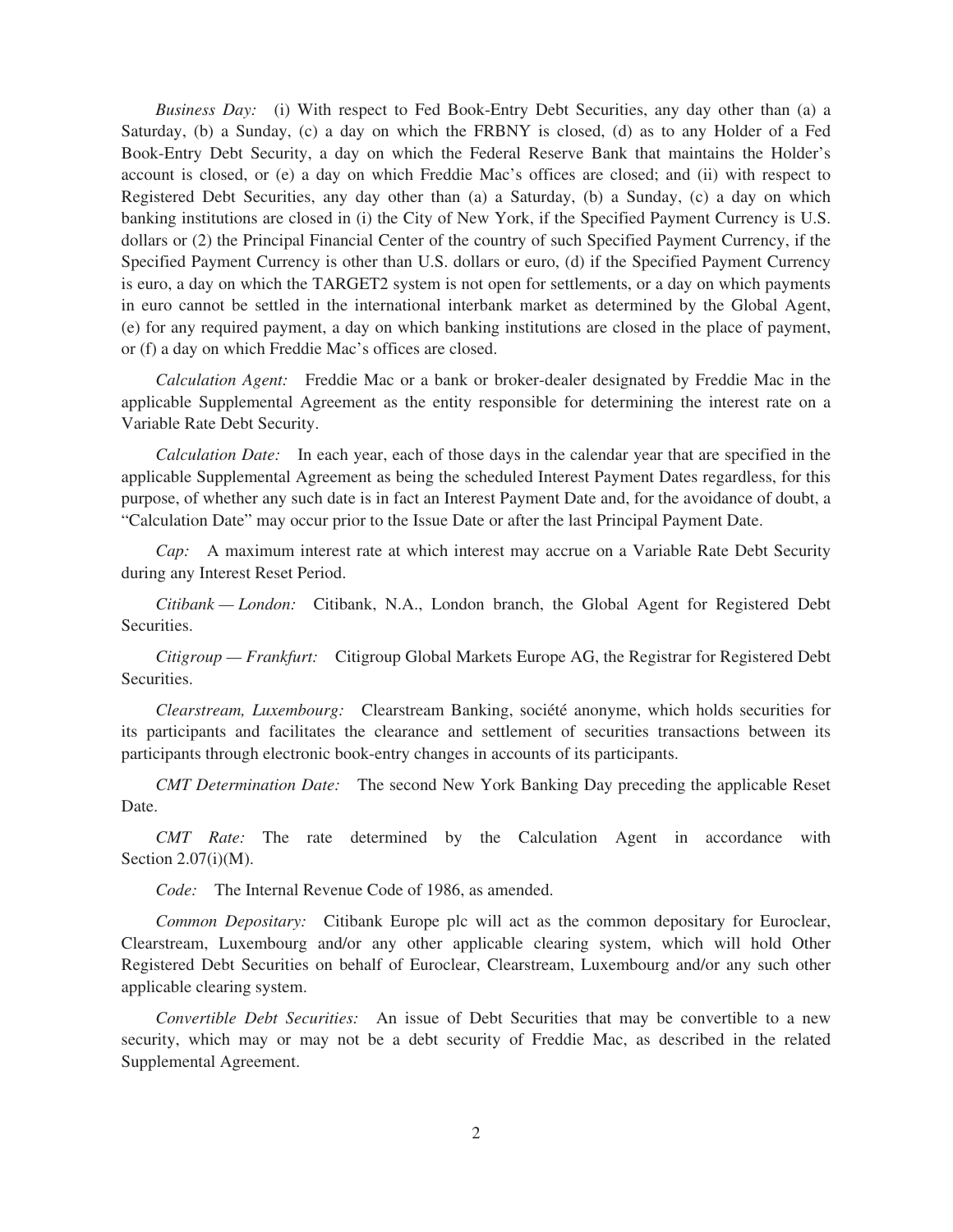*Business Day:* (i) With respect to Fed Book-Entry Debt Securities, any day other than (a) a Saturday, (b) a Sunday, (c) a day on which the FRBNY is closed, (d) as to any Holder of a Fed Book-Entry Debt Security, a day on which the Federal Reserve Bank that maintains the Holder's account is closed, or (e) a day on which Freddie Mac's offices are closed; and (ii) with respect to Registered Debt Securities, any day other than (a) a Saturday, (b) a Sunday, (c) a day on which banking institutions are closed in (i) the City of New York, if the Specified Payment Currency is U.S. dollars or (2) the Principal Financial Center of the country of such Specified Payment Currency, if the Specified Payment Currency is other than U.S. dollars or euro, (d) if the Specified Payment Currency is euro, a day on which the TARGET2 system is not open for settlements, or a day on which payments in euro cannot be settled in the international interbank market as determined by the Global Agent, (e) for any required payment, a day on which banking institutions are closed in the place of payment, or (f) a day on which Freddie Mac's offices are closed.

*Calculation Agent:* Freddie Mac or a bank or broker-dealer designated by Freddie Mac in the applicable Supplemental Agreement as the entity responsible for determining the interest rate on a Variable Rate Debt Security.

*Calculation Date:* In each year, each of those days in the calendar year that are specified in the applicable Supplemental Agreement as being the scheduled Interest Payment Dates regardless, for this purpose, of whether any such date is in fact an Interest Payment Date and, for the avoidance of doubt, a "Calculation Date" may occur prior to the Issue Date or after the last Principal Payment Date.

*Cap:* A maximum interest rate at which interest may accrue on a Variable Rate Debt Security during any Interest Reset Period.

*Citibank — London:* Citibank, N.A., London branch, the Global Agent for Registered Debt Securities.

*Citigroup — Frankfurt:* Citigroup Global Markets Europe AG, the Registrar for Registered Debt Securities.

*Clearstream, Luxembourg:* Clearstream Banking, société anonyme, which holds securities for its participants and facilitates the clearance and settlement of securities transactions between its participants through electronic book-entry changes in accounts of its participants.

*CMT Determination Date:* The second New York Banking Day preceding the applicable Reset Date.

*CMT Rate:* The rate determined by the Calculation Agent in accordance with Section 2.07(i)(M).

*Code:* The Internal Revenue Code of 1986, as amended.

*Common Depositary:* Citibank Europe plc will act as the common depositary for Euroclear, Clearstream, Luxembourg and/or any other applicable clearing system, which will hold Other Registered Debt Securities on behalf of Euroclear, Clearstream, Luxembourg and/or any such other applicable clearing system.

*Convertible Debt Securities:* An issue of Debt Securities that may be convertible to a new security, which may or may not be a debt security of Freddie Mac, as described in the related Supplemental Agreement.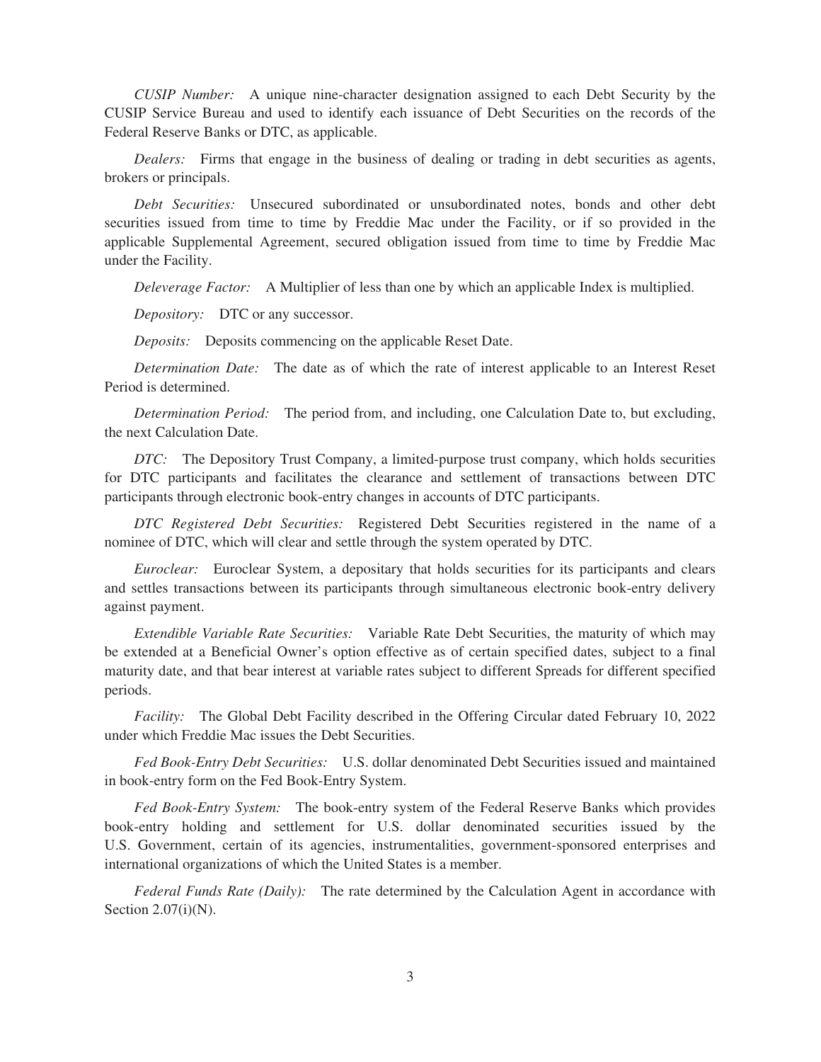*CUSIP Number:* A unique nine-character designation assigned to each Debt Security by the CUSIP Service Bureau and used to identify each issuance of Debt Securities on the records of the Federal Reserve Banks or DTC, as applicable.

*Dealers:* Firms that engage in the business of dealing or trading in debt securities as agents, brokers or principals.

*Debt Securities:* Unsecured subordinated or unsubordinated notes, bonds and other debt securities issued from time to time by Freddie Mac under the Facility, or if so provided in the applicable Supplemental Agreement, secured obligation issued from time to time by Freddie Mac under the Facility.

*Deleverage Factor:* A Multiplier of less than one by which an applicable Index is multiplied.

*Depository:* DTC or any successor.

*Deposits:* Deposits commencing on the applicable Reset Date.

*Determination Date:* The date as of which the rate of interest applicable to an Interest Reset Period is determined.

*Determination Period:* The period from, and including, one Calculation Date to, but excluding, the next Calculation Date.

*DTC:* The Depository Trust Company, a limited-purpose trust company, which holds securities for DTC participants and facilitates the clearance and settlement of transactions between DTC participants through electronic book-entry changes in accounts of DTC participants.

*DTC Registered Debt Securities:* Registered Debt Securities registered in the name of a nominee of DTC, which will clear and settle through the system operated by DTC.

*Euroclear:* Euroclear System, a depositary that holds securities for its participants and clears and settles transactions between its participants through simultaneous electronic book-entry delivery against payment.

*Extendible Variable Rate Securities:* Variable Rate Debt Securities, the maturity of which may be extended at a Beneficial Owner's option effective as of certain specified dates, subject to a final maturity date, and that bear interest at variable rates subject to different Spreads for different specified periods.

*Facility:* The Global Debt Facility described in the Offering Circular dated February 10, 2022 under which Freddie Mac issues the Debt Securities.

*Fed Book-Entry Debt Securities:* U.S. dollar denominated Debt Securities issued and maintained in book-entry form on the Fed Book-Entry System.

*Fed Book-Entry System:* The book-entry system of the Federal Reserve Banks which provides book-entry holding and settlement for U.S. dollar denominated securities issued by the U.S. Government, certain of its agencies, instrumentalities, government-sponsored enterprises and international organizations of which the United States is a member.

*Federal Funds Rate (Daily):* The rate determined by the Calculation Agent in accordance with Section 2.07(i)(N).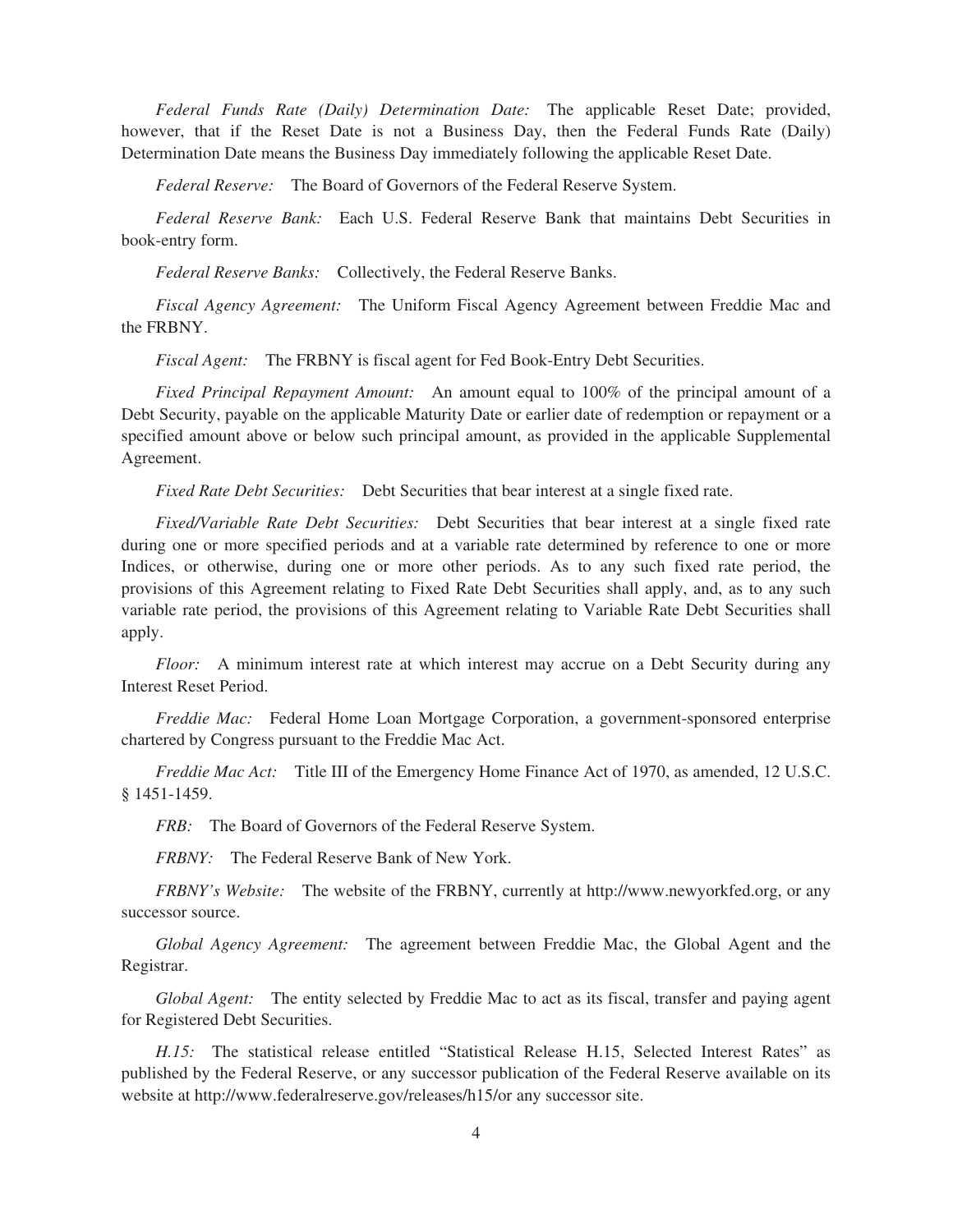*Federal Funds Rate (Daily) Determination Date:* The applicable Reset Date; provided, however, that if the Reset Date is not a Business Day, then the Federal Funds Rate (Daily) Determination Date means the Business Day immediately following the applicable Reset Date.

*Federal Reserve:* The Board of Governors of the Federal Reserve System.

*Federal Reserve Bank:* Each U.S. Federal Reserve Bank that maintains Debt Securities in book-entry form.

*Federal Reserve Banks:* Collectively, the Federal Reserve Banks.

*Fiscal Agency Agreement:* The Uniform Fiscal Agency Agreement between Freddie Mac and the FRBNY.

*Fiscal Agent:* The FRBNY is fiscal agent for Fed Book-Entry Debt Securities.

*Fixed Principal Repayment Amount:* An amount equal to 100% of the principal amount of a Debt Security, payable on the applicable Maturity Date or earlier date of redemption or repayment or a specified amount above or below such principal amount, as provided in the applicable Supplemental Agreement.

*Fixed Rate Debt Securities:* Debt Securities that bear interest at a single fixed rate.

*Fixed/Variable Rate Debt Securities:* Debt Securities that bear interest at a single fixed rate during one or more specified periods and at a variable rate determined by reference to one or more Indices, or otherwise, during one or more other periods. As to any such fixed rate period, the provisions of this Agreement relating to Fixed Rate Debt Securities shall apply, and, as to any such variable rate period, the provisions of this Agreement relating to Variable Rate Debt Securities shall apply.

*Floor:* A minimum interest rate at which interest may accrue on a Debt Security during any Interest Reset Period.

*Freddie Mac:* Federal Home Loan Mortgage Corporation, a government-sponsored enterprise chartered by Congress pursuant to the Freddie Mac Act.

*Freddie Mac Act:* Title III of the Emergency Home Finance Act of 1970, as amended, 12 U.S.C. § 1451-1459.

*FRB:* The Board of Governors of the Federal Reserve System.

*FRBNY:* The Federal Reserve Bank of New York.

*FRBNY's Website:* The website of the FRBNY, currently at http://www.newyorkfed.org, or any successor source.

*Global Agency Agreement:* The agreement between Freddie Mac, the Global Agent and the Registrar.

*Global Agent:* The entity selected by Freddie Mac to act as its fiscal, transfer and paying agent for Registered Debt Securities.

*H.15:* The statistical release entitled "Statistical Release H.15, Selected Interest Rates" as published by the Federal Reserve, or any successor publication of the Federal Reserve available on its website at http://www.federalreserve.gov/releases/h15/or any successor site.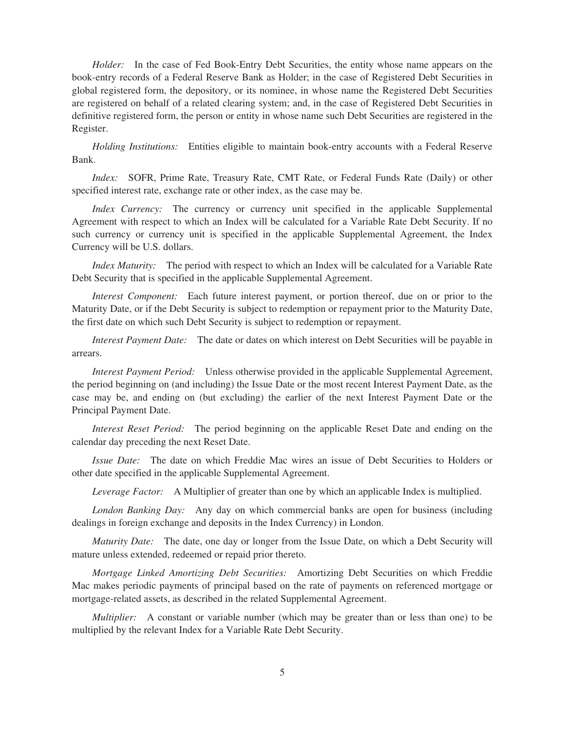*Holder:* In the case of Fed Book-Entry Debt Securities, the entity whose name appears on the book-entry records of a Federal Reserve Bank as Holder; in the case of Registered Debt Securities in global registered form, the depository, or its nominee, in whose name the Registered Debt Securities are registered on behalf of a related clearing system; and, in the case of Registered Debt Securities in definitive registered form, the person or entity in whose name such Debt Securities are registered in the Register.

*Holding Institutions:* Entities eligible to maintain book-entry accounts with a Federal Reserve Bank.

*Index:* SOFR, Prime Rate, Treasury Rate, CMT Rate, or Federal Funds Rate (Daily) or other specified interest rate, exchange rate or other index, as the case may be.

*Index Currency:* The currency or currency unit specified in the applicable Supplemental Agreement with respect to which an Index will be calculated for a Variable Rate Debt Security. If no such currency or currency unit is specified in the applicable Supplemental Agreement, the Index Currency will be U.S. dollars.

*Index Maturity:* The period with respect to which an Index will be calculated for a Variable Rate Debt Security that is specified in the applicable Supplemental Agreement.

*Interest Component:* Each future interest payment, or portion thereof, due on or prior to the Maturity Date, or if the Debt Security is subject to redemption or repayment prior to the Maturity Date, the first date on which such Debt Security is subject to redemption or repayment.

*Interest Payment Date:* The date or dates on which interest on Debt Securities will be payable in arrears.

*Interest Payment Period:* Unless otherwise provided in the applicable Supplemental Agreement, the period beginning on (and including) the Issue Date or the most recent Interest Payment Date, as the case may be, and ending on (but excluding) the earlier of the next Interest Payment Date or the Principal Payment Date.

*Interest Reset Period:* The period beginning on the applicable Reset Date and ending on the calendar day preceding the next Reset Date.

*Issue Date:* The date on which Freddie Mac wires an issue of Debt Securities to Holders or other date specified in the applicable Supplemental Agreement.

*Leverage Factor:* A Multiplier of greater than one by which an applicable Index is multiplied.

*London Banking Day:* Any day on which commercial banks are open for business (including dealings in foreign exchange and deposits in the Index Currency) in London.

*Maturity Date:* The date, one day or longer from the Issue Date, on which a Debt Security will mature unless extended, redeemed or repaid prior thereto.

*Mortgage Linked Amortizing Debt Securities:* Amortizing Debt Securities on which Freddie Mac makes periodic payments of principal based on the rate of payments on referenced mortgage or mortgage-related assets, as described in the related Supplemental Agreement.

*Multiplier:* A constant or variable number (which may be greater than or less than one) to be multiplied by the relevant Index for a Variable Rate Debt Security.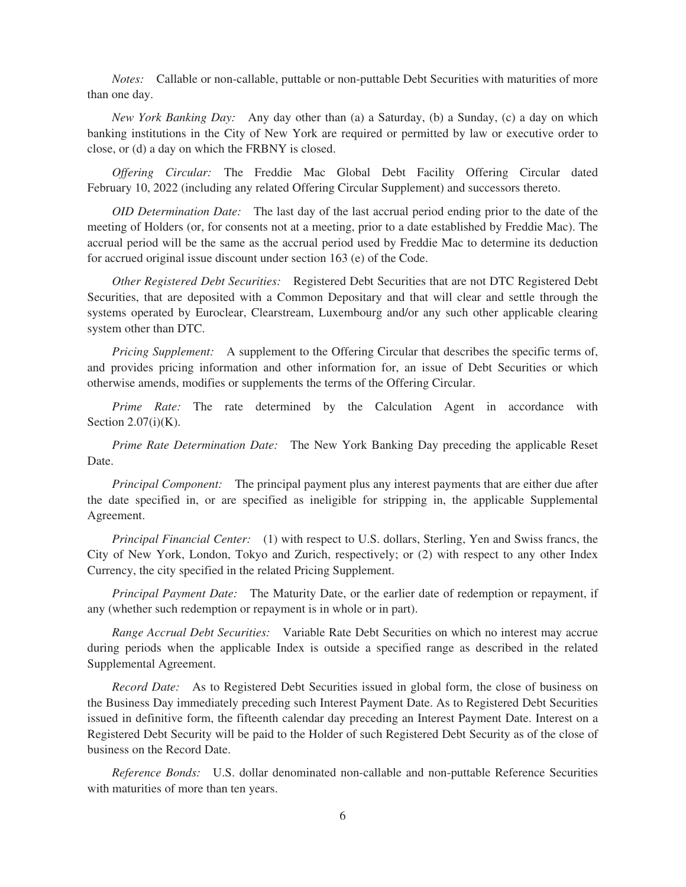*Notes:* Callable or non-callable, puttable or non-puttable Debt Securities with maturities of more than one day.

*New York Banking Day:* Any day other than (a) a Saturday, (b) a Sunday, (c) a day on which banking institutions in the City of New York are required or permitted by law or executive order to close, or (d) a day on which the FRBNY is closed.

*Offering Circular:* The Freddie Mac Global Debt Facility Offering Circular dated February 10, 2022 (including any related Offering Circular Supplement) and successors thereto.

*OID Determination Date:* The last day of the last accrual period ending prior to the date of the meeting of Holders (or, for consents not at a meeting, prior to a date established by Freddie Mac). The accrual period will be the same as the accrual period used by Freddie Mac to determine its deduction for accrued original issue discount under section 163 (e) of the Code.

*Other Registered Debt Securities:* Registered Debt Securities that are not DTC Registered Debt Securities, that are deposited with a Common Depositary and that will clear and settle through the systems operated by Euroclear, Clearstream, Luxembourg and/or any such other applicable clearing system other than DTC.

*Pricing Supplement:* A supplement to the Offering Circular that describes the specific terms of, and provides pricing information and other information for, an issue of Debt Securities or which otherwise amends, modifies or supplements the terms of the Offering Circular.

*Prime Rate:* The rate determined by the Calculation Agent in accordance with Section 2.07(i)(K).

*Prime Rate Determination Date:* The New York Banking Day preceding the applicable Reset Date.

*Principal Component:* The principal payment plus any interest payments that are either due after the date specified in, or are specified as ineligible for stripping in, the applicable Supplemental Agreement.

*Principal Financial Center:* (1) with respect to U.S. dollars, Sterling, Yen and Swiss francs, the City of New York, London, Tokyo and Zurich, respectively; or (2) with respect to any other Index Currency, the city specified in the related Pricing Supplement.

*Principal Payment Date:* The Maturity Date, or the earlier date of redemption or repayment, if any (whether such redemption or repayment is in whole or in part).

*Range Accrual Debt Securities:* Variable Rate Debt Securities on which no interest may accrue during periods when the applicable Index is outside a specified range as described in the related Supplemental Agreement.

*Record Date:* As to Registered Debt Securities issued in global form, the close of business on the Business Day immediately preceding such Interest Payment Date. As to Registered Debt Securities issued in definitive form, the fifteenth calendar day preceding an Interest Payment Date. Interest on a Registered Debt Security will be paid to the Holder of such Registered Debt Security as of the close of business on the Record Date.

*Reference Bonds:* U.S. dollar denominated non-callable and non-puttable Reference Securities with maturities of more than ten years.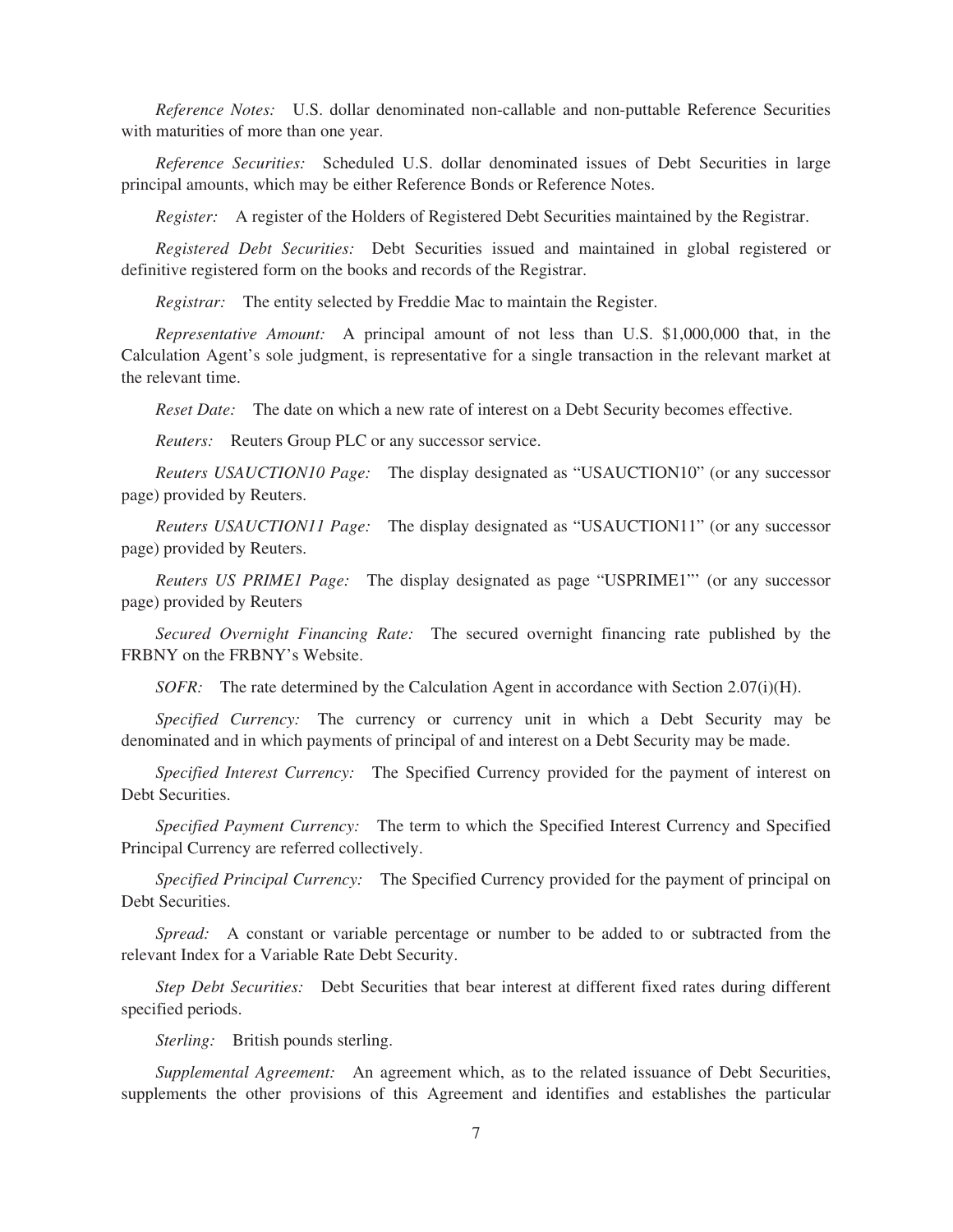*Reference Notes:* U.S. dollar denominated non-callable and non-puttable Reference Securities with maturities of more than one year.

*Reference Securities:* Scheduled U.S. dollar denominated issues of Debt Securities in large principal amounts, which may be either Reference Bonds or Reference Notes.

*Register:* A register of the Holders of Registered Debt Securities maintained by the Registrar.

*Registered Debt Securities:* Debt Securities issued and maintained in global registered or definitive registered form on the books and records of the Registrar.

*Registrar:* The entity selected by Freddie Mac to maintain the Register.

*Representative Amount:* A principal amount of not less than U.S. $1,000,000 that, in the Calculation Agent's sole judgment, is representative for a single transaction in the relevant market at the relevant time.

*Reset Date:* The date on which a new rate of interest on a Debt Security becomes effective.

*Reuters:* Reuters Group PLC or any successor service.

*Reuters USAUCTION10 Page:* The display designated as "USAUCTION10" (or any successor page) provided by Reuters.

*Reuters USAUCTION11 Page:* The display designated as "USAUCTION11" (or any successor page) provided by Reuters.

*Reuters US PRIME1 Page:* The display designated as page "USPRIME1"' (or any successor page) provided by Reuters

*Secured Overnight Financing Rate:* The secured overnight financing rate published by the FRBNY on the FRBNY's Website.

*SOFR:* The rate determined by the Calculation Agent in accordance with Section 2.07(i)(H).

*Specified Currency:* The currency or currency unit in which a Debt Security may be denominated and in which payments of principal of and interest on a Debt Security may be made.

*Specified Interest Currency:* The Specified Currency provided for the payment of interest on Debt Securities.

*Specified Payment Currency:* The term to which the Specified Interest Currency and Specified Principal Currency are referred collectively.

*Specified Principal Currency:* The Specified Currency provided for the payment of principal on Debt Securities.

*Spread:* A constant or variable percentage or number to be added to or subtracted from the relevant Index for a Variable Rate Debt Security.

*Step Debt Securities:* Debt Securities that bear interest at different fixed rates during different specified periods.

*Sterling:* British pounds sterling.

*Supplemental Agreement:* An agreement which, as to the related issuance of Debt Securities, supplements the other provisions of this Agreement and identifies and establishes the particular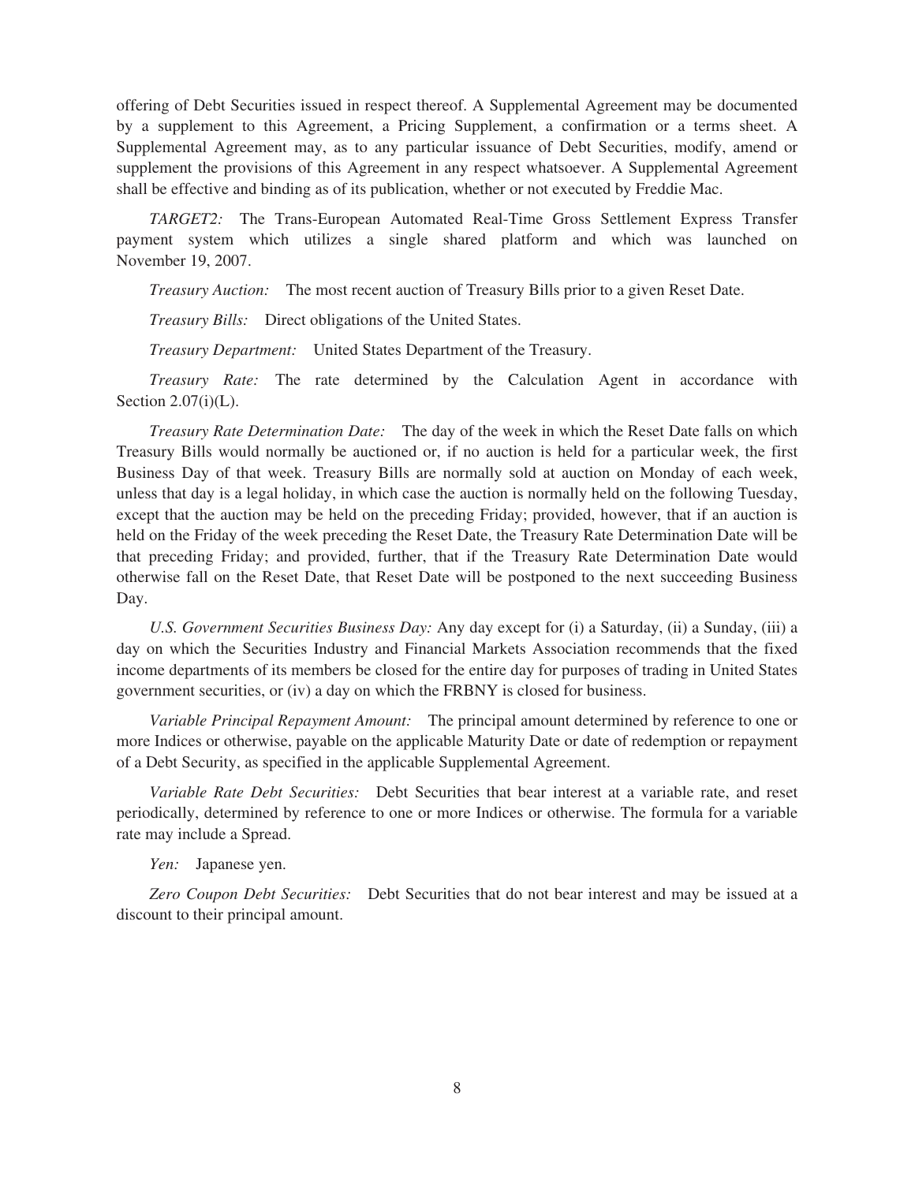offering of Debt Securities issued in respect thereof. A Supplemental Agreement may be documented by a supplement to this Agreement, a Pricing Supplement, a confirmation or a terms sheet. A Supplemental Agreement may, as to any particular issuance of Debt Securities, modify, amend or supplement the provisions of this Agreement in any respect whatsoever. A Supplemental Agreement shall be effective and binding as of its publication, whether or not executed by Freddie Mac.

*TARGET2:* The Trans-European Automated Real-Time Gross Settlement Express Transfer payment system which utilizes a single shared platform and which was launched on November 19, 2007.

*Treasury Auction:* The most recent auction of Treasury Bills prior to a given Reset Date.

*Treasury Bills:* Direct obligations of the United States.

*Treasury Department:* United States Department of the Treasury.

*Treasury Rate:* The rate determined by the Calculation Agent in accordance with Section 2.07(i)(L).

*Treasury Rate Determination Date:* The day of the week in which the Reset Date falls on which Treasury Bills would normally be auctioned or, if no auction is held for a particular week, the first Business Day of that week. Treasury Bills are normally sold at auction on Monday of each week, unless that day is a legal holiday, in which case the auction is normally held on the following Tuesday, except that the auction may be held on the preceding Friday; provided, however, that if an auction is held on the Friday of the week preceding the Reset Date, the Treasury Rate Determination Date will be that preceding Friday; and provided, further, that if the Treasury Rate Determination Date would otherwise fall on the Reset Date, that Reset Date will be postponed to the next succeeding Business Day.

*U.S. Government Securities Business Day:* Any day except for (i) a Saturday, (ii) a Sunday, (iii) a day on which the Securities Industry and Financial Markets Association recommends that the fixed income departments of its members be closed for the entire day for purposes of trading in United States government securities, or (iv) a day on which the FRBNY is closed for business.

*Variable Principal Repayment Amount:* The principal amount determined by reference to one or more Indices or otherwise, payable on the applicable Maturity Date or date of redemption or repayment of a Debt Security, as specified in the applicable Supplemental Agreement.

*Variable Rate Debt Securities:* Debt Securities that bear interest at a variable rate, and reset periodically, determined by reference to one or more Indices or otherwise. The formula for a variable rate may include a Spread.

*Yen:* Japanese yen.

*Zero Coupon Debt Securities:* Debt Securities that do not bear interest and may be issued at a discount to their principal amount.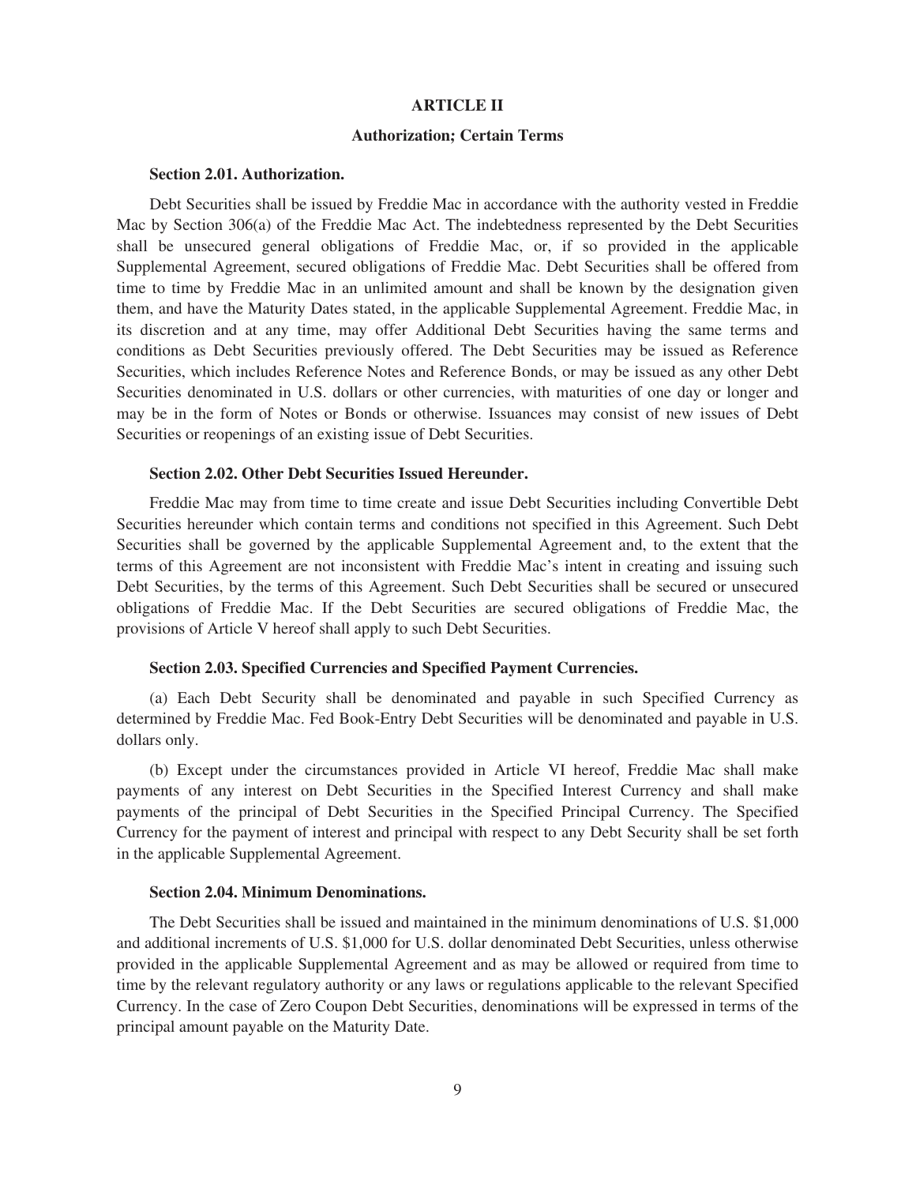## ARTICLE II

## Authorization; Certain Terms

### Section 2.01. Authorization.

Debt Securities shall be issued by Freddie Mac in accordance with the authority vested in Freddie Mac by Section 306(a) of the Freddie Mac Act. The indebtedness represented by the Debt Securities shall be unsecured general obligations of Freddie Mac, or, if so provided in the applicable Supplemental Agreement, secured obligations of Freddie Mac. Debt Securities shall be offered from time to time by Freddie Mac in an unlimited amount and shall be known by the designation given them, and have the Maturity Dates stated, in the applicable Supplemental Agreement. Freddie Mac, in its discretion and at any time, may offer Additional Debt Securities having the same terms and conditions as Debt Securities previously offered. The Debt Securities may be issued as Reference Securities, which includes Reference Notes and Reference Bonds, or may be issued as any other Debt Securities denominated in U.S. dollars or other currencies, with maturities of one day or longer and may be in the form of Notes or Bonds or otherwise. Issuances may consist of new issues of Debt Securities or reopenings of an existing issue of Debt Securities.

### Section 2.02. Other Debt Securities Issued Hereunder.

Freddie Mac may from time to time create and issue Debt Securities including Convertible Debt Securities hereunder which contain terms and conditions not specified in this Agreement. Such Debt Securities shall be governed by the applicable Supplemental Agreement and, to the extent that the terms of this Agreement are not inconsistent with Freddie Mac's intent in creating and issuing such Debt Securities, by the terms of this Agreement. Such Debt Securities shall be secured or unsecured obligations of Freddie Mac. If the Debt Securities are secured obligations of Freddie Mac, the provisions of Article V hereof shall apply to such Debt Securities.

### Section 2.03. Specified Currencies and Specified Payment Currencies.

(a) Each Debt Security shall be denominated and payable in such Specified Currency as determined by Freddie Mac. Fed Book-Entry Debt Securities will be denominated and payable in U.S. dollars only.

(b) Except under the circumstances provided in Article VI hereof, Freddie Mac shall make payments of any interest on Debt Securities in the Specified Interest Currency and shall make payments of the principal of Debt Securities in the Specified Principal Currency. The Specified Currency for the payment of interest and principal with respect to any Debt Security shall be set forth in the applicable Supplemental Agreement.

### Section 2.04. Minimum Denominations.

The Debt Securities shall be issued and maintained in the minimum denominations of U.S. $1,000 and additional increments of U.S. $1,000 for U.S. dollar denominated Debt Securities, unless otherwise provided in the applicable Supplemental Agreement and as may be allowed or required from time to time by the relevant regulatory authority or any laws or regulations applicable to the relevant Specified Currency. In the case of Zero Coupon Debt Securities, denominations will be expressed in terms of the principal amount payable on the Maturity Date.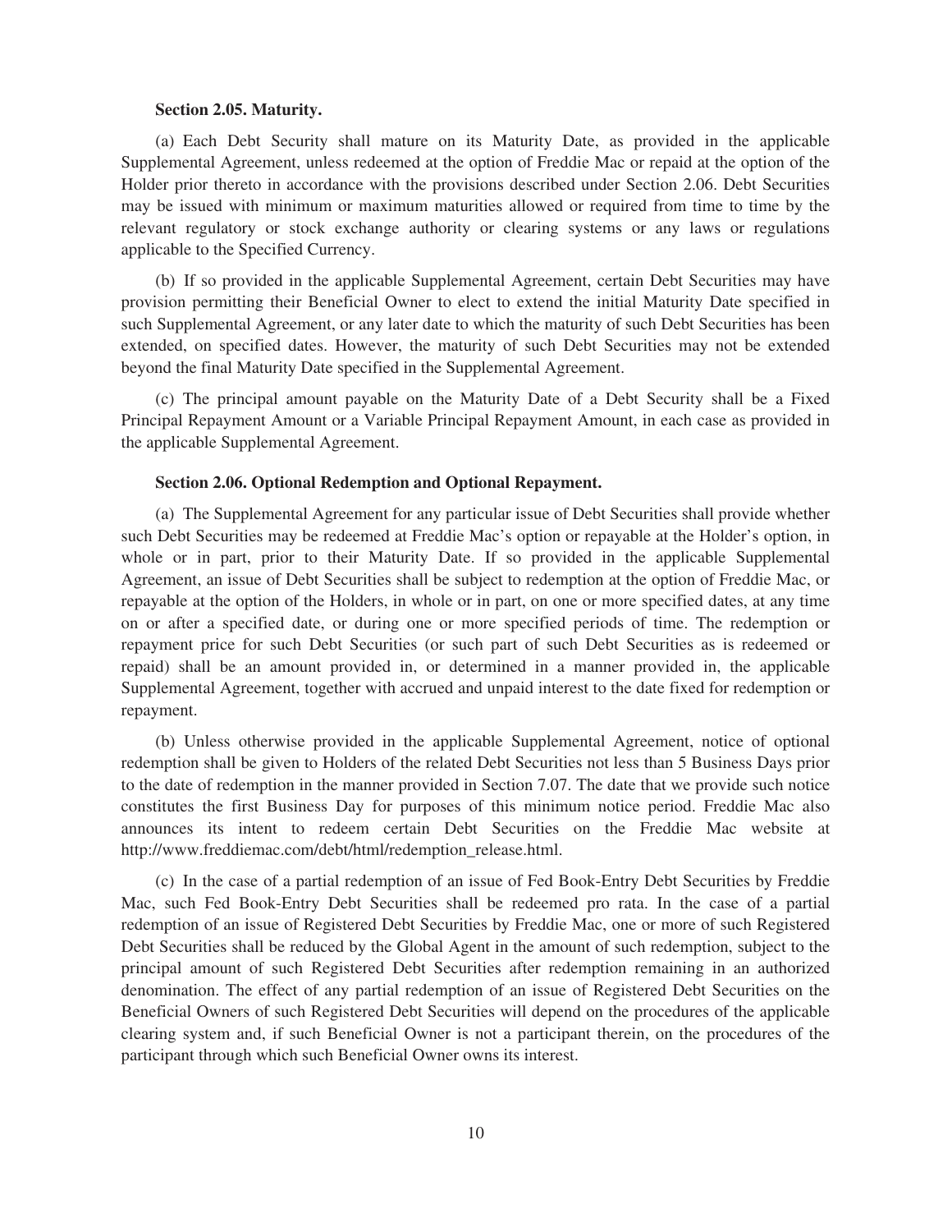**Section 2.05. Maturity.**

(a) Each Debt Security shall mature on its Maturity Date, as provided in the applicable Supplemental Agreement, unless redeemed at the option of Freddie Mac or repaid at the option of the Holder prior thereto in accordance with the provisions described under Section 2.06. Debt Securities may be issued with minimum or maximum maturities allowed or required from time to time by the relevant regulatory or stock exchange authority or clearing systems or any laws or regulations applicable to the Specified Currency.

(b) If so provided in the applicable Supplemental Agreement, certain Debt Securities may have provision permitting their Beneficial Owner to elect to extend the initial Maturity Date specified in such Supplemental Agreement, or any later date to which the maturity of such Debt Securities has been extended, on specified dates. However, the maturity of such Debt Securities may not be extended beyond the final Maturity Date specified in the Supplemental Agreement.

(c) The principal amount payable on the Maturity Date of a Debt Security shall be a Fixed Principal Repayment Amount or a Variable Principal Repayment Amount, in each case as provided in the applicable Supplemental Agreement.

**Section 2.06. Optional Redemption and Optional Repayment.**

(a) The Supplemental Agreement for any particular issue of Debt Securities shall provide whether such Debt Securities may be redeemed at Freddie Mac's option or repayable at the Holder's option, in whole or in part, prior to their Maturity Date. If so provided in the applicable Supplemental Agreement, an issue of Debt Securities shall be subject to redemption at the option of Freddie Mac, or repayable at the option of the Holders, in whole or in part, on one or more specified dates, at any time on or after a specified date, or during one or more specified periods of time. The redemption or repayment price for such Debt Securities (or such part of such Debt Securities as is redeemed or repaid) shall be an amount provided in, or determined in a manner provided in, the applicable Supplemental Agreement, together with accrued and unpaid interest to the date fixed for redemption or repayment.

(b) Unless otherwise provided in the applicable Supplemental Agreement, notice of optional redemption shall be given to Holders of the related Debt Securities not less than 5 Business Days prior to the date of redemption in the manner provided in Section 7.07. The date that we provide such notice constitutes the first Business Day for purposes of this minimum notice period. Freddie Mac also announces its intent to redeem certain Debt Securities on the Freddie Mac website at http://www.freddiemac.com/debt/html/redemption_release.html.

(c) In the case of a partial redemption of an issue of Fed Book-Entry Debt Securities by Freddie Mac, such Fed Book-Entry Debt Securities shall be redeemed pro rata. In the case of a partial redemption of an issue of Registered Debt Securities by Freddie Mac, one or more of such Registered Debt Securities shall be reduced by the Global Agent in the amount of such redemption, subject to the principal amount of such Registered Debt Securities after redemption remaining in an authorized denomination. The effect of any partial redemption of an issue of Registered Debt Securities on the Beneficial Owners of such Registered Debt Securities will depend on the procedures of the applicable clearing system and, if such Beneficial Owner is not a participant therein, on the procedures of the participant through which such Beneficial Owner owns its interest.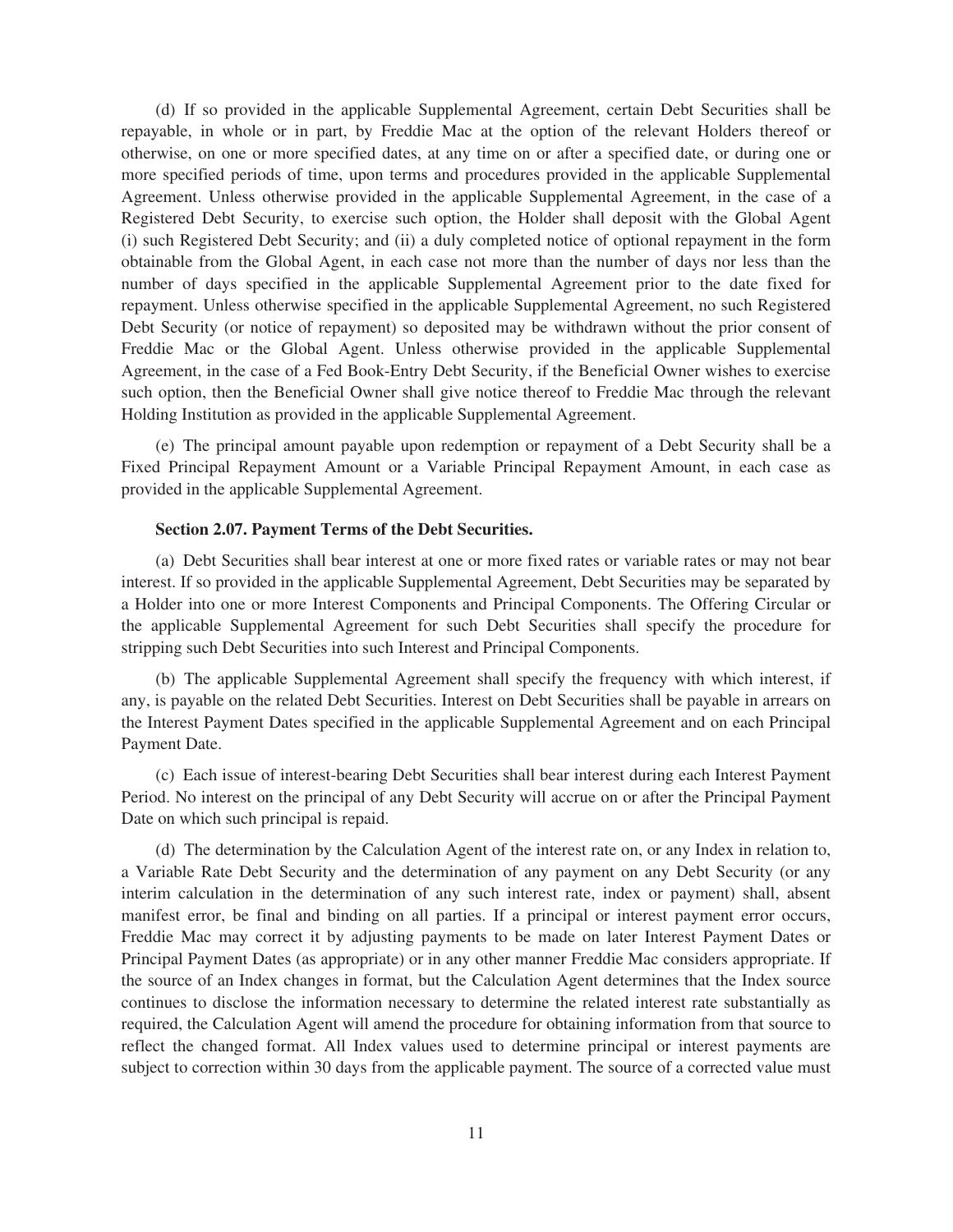(d) If so provided in the applicable Supplemental Agreement, certain Debt Securities shall be repayable, in whole or in part, by Freddie Mac at the option of the relevant Holders thereof or otherwise, on one or more specified dates, at any time on or after a specified date, or during one or more specified periods of time, upon terms and procedures provided in the applicable Supplemental Agreement. Unless otherwise provided in the applicable Supplemental Agreement, in the case of a Registered Debt Security, to exercise such option, the Holder shall deposit with the Global Agent (i) such Registered Debt Security; and (ii) a duly completed notice of optional repayment in the form obtainable from the Global Agent, in each case not more than the number of days nor less than the number of days specified in the applicable Supplemental Agreement prior to the date fixed for repayment. Unless otherwise specified in the applicable Supplemental Agreement, no such Registered Debt Security (or notice of repayment) so deposited may be withdrawn without the prior consent of Freddie Mac or the Global Agent. Unless otherwise provided in the applicable Supplemental Agreement, in the case of a Fed Book-Entry Debt Security, if the Beneficial Owner wishes to exercise such option, then the Beneficial Owner shall give notice thereof to Freddie Mac through the relevant Holding Institution as provided in the applicable Supplemental Agreement.

(e) The principal amount payable upon redemption or repayment of a Debt Security shall be a Fixed Principal Repayment Amount or a Variable Principal Repayment Amount, in each case as provided in the applicable Supplemental Agreement.

### Section 2.07. Payment Terms of the Debt Securities.

(a) Debt Securities shall bear interest at one or more fixed rates or variable rates or may not bear interest. If so provided in the applicable Supplemental Agreement, Debt Securities may be separated by a Holder into one or more Interest Components and Principal Components. The Offering Circular or the applicable Supplemental Agreement for such Debt Securities shall specify the procedure for stripping such Debt Securities into such Interest and Principal Components.

(b) The applicable Supplemental Agreement shall specify the frequency with which interest, if any, is payable on the related Debt Securities. Interest on Debt Securities shall be payable in arrears on the Interest Payment Dates specified in the applicable Supplemental Agreement and on each Principal Payment Date.

(c) Each issue of interest-bearing Debt Securities shall bear interest during each Interest Payment Period. No interest on the principal of any Debt Security will accrue on or after the Principal Payment Date on which such principal is repaid.

(d) The determination by the Calculation Agent of the interest rate on, or any Index in relation to, a Variable Rate Debt Security and the determination of any payment on any Debt Security (or any interim calculation in the determination of any such interest rate, index or payment) shall, absent manifest error, be final and binding on all parties. If a principal or interest payment error occurs, Freddie Mac may correct it by adjusting payments to be made on later Interest Payment Dates or Principal Payment Dates (as appropriate) or in any other manner Freddie Mac considers appropriate. If the source of an Index changes in format, but the Calculation Agent determines that the Index source continues to disclose the information necessary to determine the related interest rate substantially as required, the Calculation Agent will amend the procedure for obtaining information from that source to reflect the changed format. All Index values used to determine principal or interest payments are subject to correction within 30 days from the applicable payment. The source of a corrected value must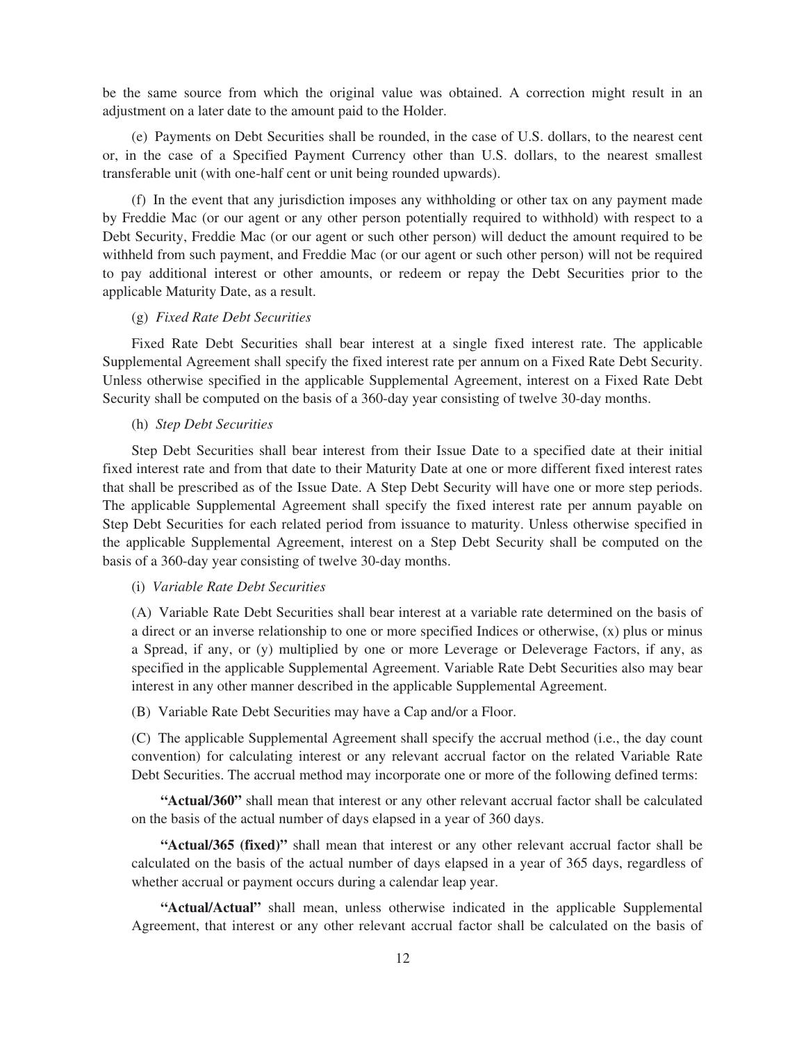be the same source from which the original value was obtained. A correction might result in an adjustment on a later date to the amount paid to the Holder.

(e) Payments on Debt Securities shall be rounded, in the case of U.S. dollars, to the nearest cent or, in the case of a Specified Payment Currency other than U.S. dollars, to the nearest smallest transferable unit (with one-half cent or unit being rounded upwards).

(f) In the event that any jurisdiction imposes any withholding or other tax on any payment made by Freddie Mac (or our agent or any other person potentially required to withhold) with respect to a Debt Security, Freddie Mac (or our agent or such other person) will deduct the amount required to be withheld from such payment, and Freddie Mac (or our agent or such other person) will not be required to pay additional interest or other amounts, or redeem or repay the Debt Securities prior to the applicable Maturity Date, as a result.

(g) *Fixed Rate Debt Securities*

Fixed Rate Debt Securities shall bear interest at a single fixed interest rate. The applicable Supplemental Agreement shall specify the fixed interest rate per annum on a Fixed Rate Debt Security. Unless otherwise specified in the applicable Supplemental Agreement, interest on a Fixed Rate Debt Security shall be computed on the basis of a 360-day year consisting of twelve 30-day months.

(h) *Step Debt Securities*

Step Debt Securities shall bear interest from their Issue Date to a specified date at their initial fixed interest rate and from that date to their Maturity Date at one or more different fixed interest rates that shall be prescribed as of the Issue Date. A Step Debt Security will have one or more step periods. The applicable Supplemental Agreement shall specify the fixed interest rate per annum payable on Step Debt Securities for each related period from issuance to maturity. Unless otherwise specified in the applicable Supplemental Agreement, interest on a Step Debt Security shall be computed on the basis of a 360-day year consisting of twelve 30-day months.

(i) *Variable Rate Debt Securities*

(A) Variable Rate Debt Securities shall bear interest at a variable rate determined on the basis of a direct or an inverse relationship to one or more specified Indices or otherwise, (x) plus or minus a Spread, if any, or (y) multiplied by one or more Leverage or Deleverage Factors, if any, as specified in the applicable Supplemental Agreement. Variable Rate Debt Securities also may bear interest in any other manner described in the applicable Supplemental Agreement.

(B) Variable Rate Debt Securities may have a Cap and/or a Floor.

(C) The applicable Supplemental Agreement shall specify the accrual method (i.e., the day count convention) for calculating interest or any relevant accrual factor on the related Variable Rate Debt Securities. The accrual method may incorporate one or more of the following defined terms:

**"Actual/360"** shall mean that interest or any other relevant accrual factor shall be calculated on the basis of the actual number of days elapsed in a year of 360 days.

**"Actual/365 (fixed)"** shall mean that interest or any other relevant accrual factor shall be calculated on the basis of the actual number of days elapsed in a year of 365 days, regardless of whether accrual or payment occurs during a calendar leap year.

**"Actual/Actual"** shall mean, unless otherwise indicated in the applicable Supplemental Agreement, that interest or any other relevant accrual factor shall be calculated on the basis of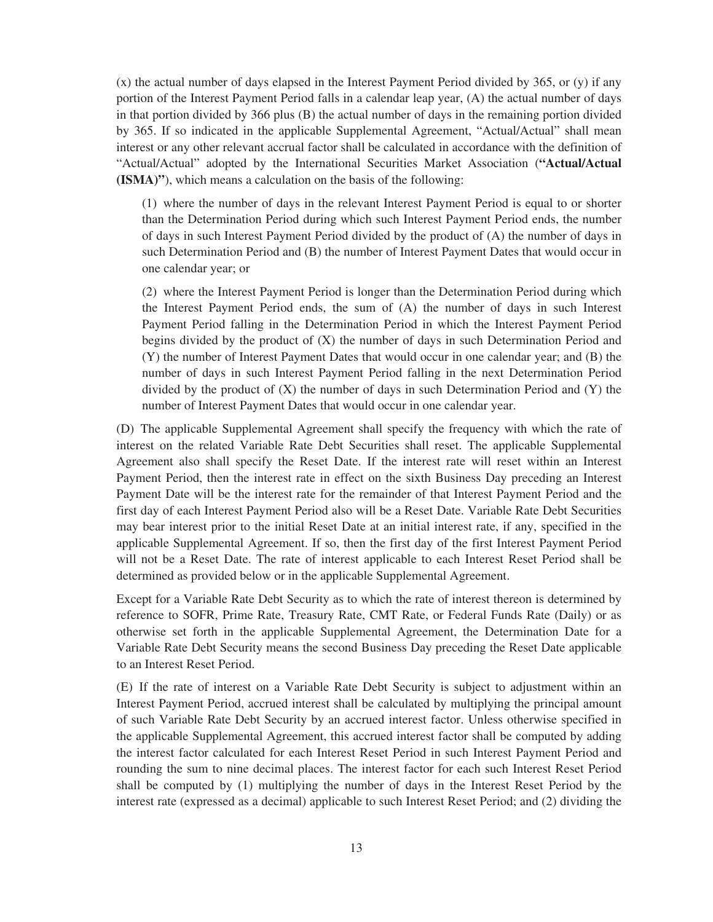(x) the actual number of days elapsed in the Interest Payment Period divided by 365, or (y) if any portion of the Interest Payment Period falls in a calendar leap year, (A) the actual number of days in that portion divided by 366 plus (B) the actual number of days in the remaining portion divided by 365. If so indicated in the applicable Supplemental Agreement, "Actual/Actual" shall mean interest or any other relevant accrual factor shall be calculated in accordance with the definition of "Actual/Actual" adopted by the International Securities Market Association (**"Actual/Actual (ISMA)"**), which means a calculation on the basis of the following:

(1) where the number of days in the relevant Interest Payment Period is equal to or shorter than the Determination Period during which such Interest Payment Period ends, the number of days in such Interest Payment Period divided by the product of (A) the number of days in such Determination Period and (B) the number of Interest Payment Dates that would occur in one calendar year; or

(2) where the Interest Payment Period is longer than the Determination Period during which the Interest Payment Period ends, the sum of (A) the number of days in such Interest Payment Period falling in the Determination Period in which the Interest Payment Period begins divided by the product of (X) the number of days in such Determination Period and (Y) the number of Interest Payment Dates that would occur in one calendar year; and (B) the number of days in such Interest Payment Period falling in the next Determination Period divided by the product of (X) the number of days in such Determination Period and (Y) the number of Interest Payment Dates that would occur in one calendar year.

(D) The applicable Supplemental Agreement shall specify the frequency with which the rate of interest on the related Variable Rate Debt Securities shall reset. The applicable Supplemental Agreement also shall specify the Reset Date. If the interest rate will reset within an Interest Payment Period, then the interest rate in effect on the sixth Business Day preceding an Interest Payment Date will be the interest rate for the remainder of that Interest Payment Period and the first day of each Interest Payment Period also will be a Reset Date. Variable Rate Debt Securities may bear interest prior to the initial Reset Date at an initial interest rate, if any, specified in the applicable Supplemental Agreement. If so, then the first day of the first Interest Payment Period will not be a Reset Date. The rate of interest applicable to each Interest Reset Period shall be determined as provided below or in the applicable Supplemental Agreement.

Except for a Variable Rate Debt Security as to which the rate of interest thereon is determined by reference to SOFR, Prime Rate, Treasury Rate, CMT Rate, or Federal Funds Rate (Daily) or as otherwise set forth in the applicable Supplemental Agreement, the Determination Date for a Variable Rate Debt Security means the second Business Day preceding the Reset Date applicable to an Interest Reset Period.

(E) If the rate of interest on a Variable Rate Debt Security is subject to adjustment within an Interest Payment Period, accrued interest shall be calculated by multiplying the principal amount of such Variable Rate Debt Security by an accrued interest factor. Unless otherwise specified in the applicable Supplemental Agreement, this accrued interest factor shall be computed by adding the interest factor calculated for each Interest Reset Period in such Interest Payment Period and rounding the sum to nine decimal places. The interest factor for each such Interest Reset Period shall be computed by (1) multiplying the number of days in the Interest Reset Period by the interest rate (expressed as a decimal) applicable to such Interest Reset Period; and (2) dividing the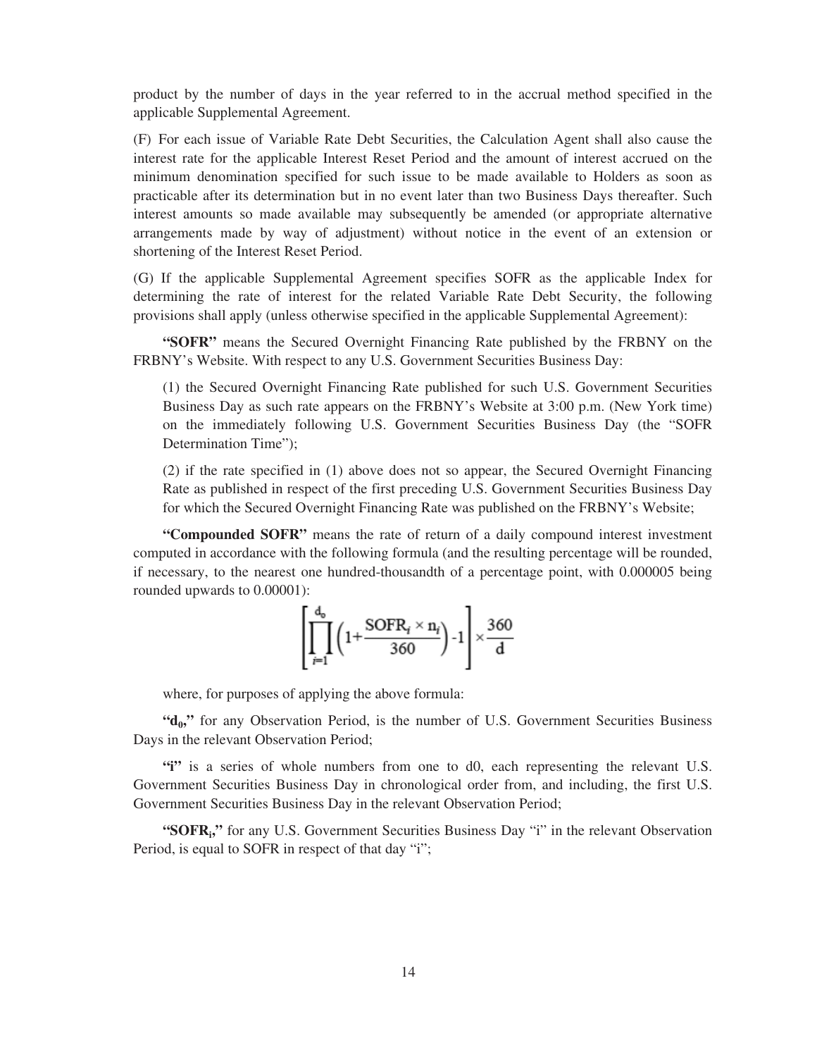product by the number of days in the year referred to in the accrual method specified in the applicable Supplemental Agreement.

(F) For each issue of Variable Rate Debt Securities, the Calculation Agent shall also cause the interest rate for the applicable Interest Reset Period and the amount of interest accrued on the minimum denomination specified for such issue to be made available to Holders as soon as practicable after its determination but in no event later than two Business Days thereafter. Such interest amounts so made available may subsequently be amended (or appropriate alternative arrangements made by way of adjustment) without notice in the event of an extension or shortening of the Interest Reset Period.

(G) If the applicable Supplemental Agreement specifies SOFR as the applicable Index for determining the rate of interest for the related Variable Rate Debt Security, the following provisions shall apply (unless otherwise specified in the applicable Supplemental Agreement):

**"SOFR"** means the Secured Overnight Financing Rate published by the FRBNY on the FRBNY's Website. With respect to any U.S. Government Securities Business Day:

(1) the Secured Overnight Financing Rate published for such U.S. Government Securities Business Day as such rate appears on the FRBNY's Website at 3:00 p.m. (New York time) on the immediately following U.S. Government Securities Business Day (the "SOFR Determination Time");

(2) if the rate specified in (1) above does not so appear, the Secured Overnight Financing Rate as published in respect of the first preceding U.S. Government Securities Business Day for which the Secured Overnight Financing Rate was published on the FRBNY's Website;

**"Compounded SOFR"** means the rate of return of a daily compound interest investment computed in accordance with the following formula (and the resulting percentage will be rounded, if necessary, to the nearest one hundred-thousandth of a percentage point, with 0.000005 being rounded upwards to 0.00001):

$$\left[\prod_{i=1}^{d_0}\left(1+\frac{SOFR_i \times n_i}{360}\right)-1\right] \times \frac{360}{d}$$

where, for purposes of applying the above formula:

**"$d_0$,"** for any Observation Period, is the number of U.S. Government Securities Business Days in the relevant Observation Period;

**"i"** is a series of whole numbers from one to d0, each representing the relevant U.S. Government Securities Business Day in chronological order from, and including, the first U.S. Government Securities Business Day in the relevant Observation Period;

**"$SOFR_i$,"** for any U.S. Government Securities Business Day "i" in the relevant Observation Period, is equal to SOFR in respect of that day "i";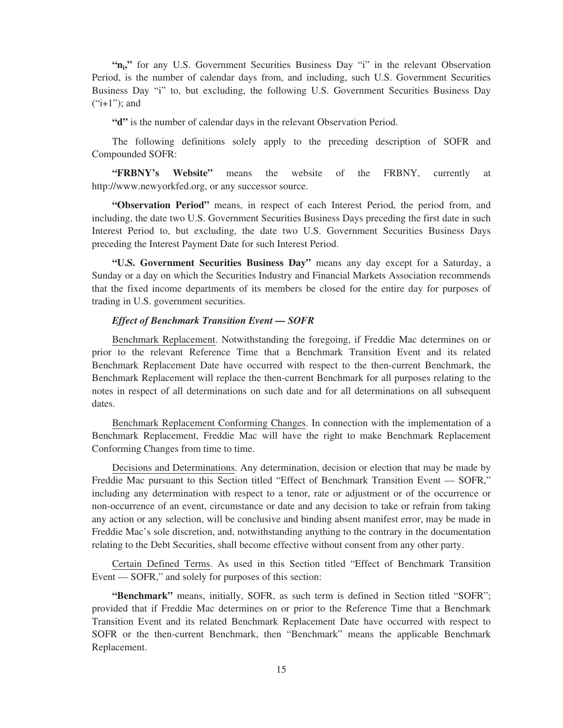**"$n_i$,"** for any U.S. Government Securities Business Day "i" in the relevant Observation Period, is the number of calendar days from, and including, such U.S. Government Securities Business Day "i" to, but excluding, the following U.S. Government Securities Business Day ("i+1"); and

**"d"** is the number of calendar days in the relevant Observation Period.

The following definitions solely apply to the preceding description of SOFR and Compounded SOFR:

**"FRBNY's Website"** means the website of the FRBNY, currently at http://www.newyorkfed.org, or any successor source.

**"Observation Period"** means, in respect of each Interest Period, the period from, and including, the date two U.S. Government Securities Business Days preceding the first date in such Interest Period to, but excluding, the date two U.S. Government Securities Business Days preceding the Interest Payment Date for such Interest Period.

**"U.S. Government Securities Business Day"** means any day except for a Saturday, a Sunday or a day on which the Securities Industry and Financial Markets Association recommends that the fixed income departments of its members be closed for the entire day for purposes of trading in U.S. government securities.

***Effect of Benchmark Transition Event — SOFR***

Benchmark Replacement. Notwithstanding the foregoing, if Freddie Mac determines on or prior to the relevant Reference Time that a Benchmark Transition Event and its related Benchmark Replacement Date have occurred with respect to the then-current Benchmark, the Benchmark Replacement will replace the then-current Benchmark for all purposes relating to the notes in respect of all determinations on such date and for all determinations on all subsequent dates.

Benchmark Replacement Conforming Changes. In connection with the implementation of a Benchmark Replacement, Freddie Mac will have the right to make Benchmark Replacement Conforming Changes from time to time.

Decisions and Determinations. Any determination, decision or election that may be made by Freddie Mac pursuant to this Section titled "Effect of Benchmark Transition Event — SOFR," including any determination with respect to a tenor, rate or adjustment or of the occurrence or non-occurrence of an event, circumstance or date and any decision to take or refrain from taking any action or any selection, will be conclusive and binding absent manifest error, may be made in Freddie Mac's sole discretion, and, notwithstanding anything to the contrary in the documentation relating to the Debt Securities, shall become effective without consent from any other party.

Certain Defined Terms. As used in this Section titled "Effect of Benchmark Transition Event — SOFR," and solely for purposes of this section:

**"Benchmark"** means, initially, SOFR, as such term is defined in Section titled "SOFR"; provided that if Freddie Mac determines on or prior to the Reference Time that a Benchmark Transition Event and its related Benchmark Replacement Date have occurred with respect to SOFR or the then-current Benchmark, then "Benchmark" means the applicable Benchmark Replacement.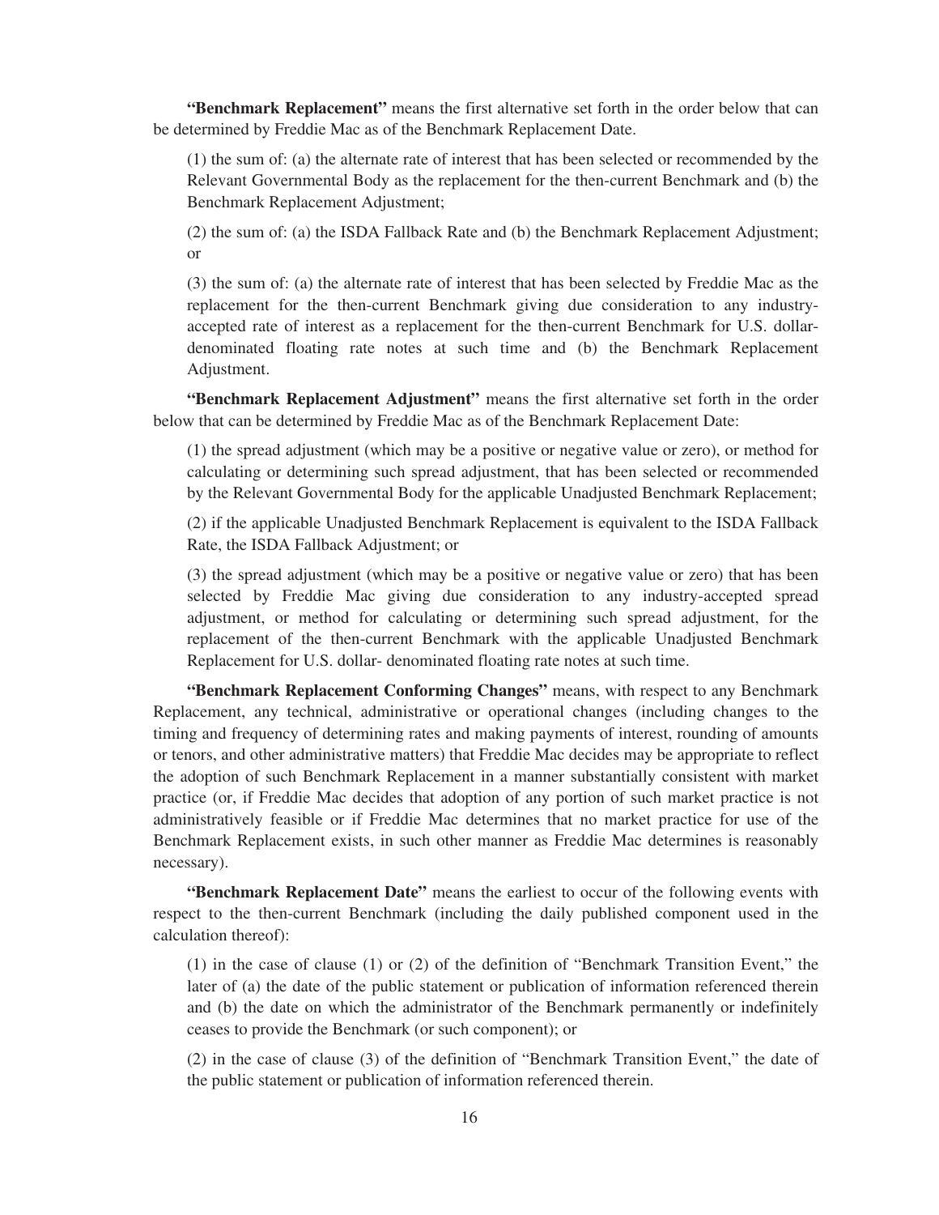**"Benchmark Replacement"** means the first alternative set forth in the order below that can be determined by Freddie Mac as of the Benchmark Replacement Date.

(1) the sum of: (a) the alternate rate of interest that has been selected or recommended by the Relevant Governmental Body as the replacement for the then-current Benchmark and (b) the Benchmark Replacement Adjustment;

(2) the sum of: (a) the ISDA Fallback Rate and (b) the Benchmark Replacement Adjustment; or

(3) the sum of: (a) the alternate rate of interest that has been selected by Freddie Mac as the replacement for the then-current Benchmark giving due consideration to any industry-accepted rate of interest as a replacement for the then-current Benchmark for U.S. dollar-denominated floating rate notes at such time and (b) the Benchmark Replacement Adjustment.

**"Benchmark Replacement Adjustment"** means the first alternative set forth in the order below that can be determined by Freddie Mac as of the Benchmark Replacement Date:

(1) the spread adjustment (which may be a positive or negative value or zero), or method for calculating or determining such spread adjustment, that has been selected or recommended by the Relevant Governmental Body for the applicable Unadjusted Benchmark Replacement;

(2) if the applicable Unadjusted Benchmark Replacement is equivalent to the ISDA Fallback Rate, the ISDA Fallback Adjustment; or

(3) the spread adjustment (which may be a positive or negative value or zero) that has been selected by Freddie Mac giving due consideration to any industry-accepted spread adjustment, or method for calculating or determining such spread adjustment, for the replacement of the then-current Benchmark with the applicable Unadjusted Benchmark Replacement for U.S. dollar- denominated floating rate notes at such time.

**"Benchmark Replacement Conforming Changes"** means, with respect to any Benchmark Replacement, any technical, administrative or operational changes (including changes to the timing and frequency of determining rates and making payments of interest, rounding of amounts or tenors, and other administrative matters) that Freddie Mac decides may be appropriate to reflect the adoption of such Benchmark Replacement in a manner substantially consistent with market practice (or, if Freddie Mac decides that adoption of any portion of such market practice is not administratively feasible or if Freddie Mac determines that no market practice for use of the Benchmark Replacement exists, in such other manner as Freddie Mac determines is reasonably necessary).

**"Benchmark Replacement Date"** means the earliest to occur of the following events with respect to the then-current Benchmark (including the daily published component used in the calculation thereof):

(1) in the case of clause (1) or (2) of the definition of "Benchmark Transition Event," the later of (a) the date of the public statement or publication of information referenced therein and (b) the date on which the administrator of the Benchmark permanently or indefinitely ceases to provide the Benchmark (or such component); or

(2) in the case of clause (3) of the definition of "Benchmark Transition Event," the date of the public statement or publication of information referenced therein.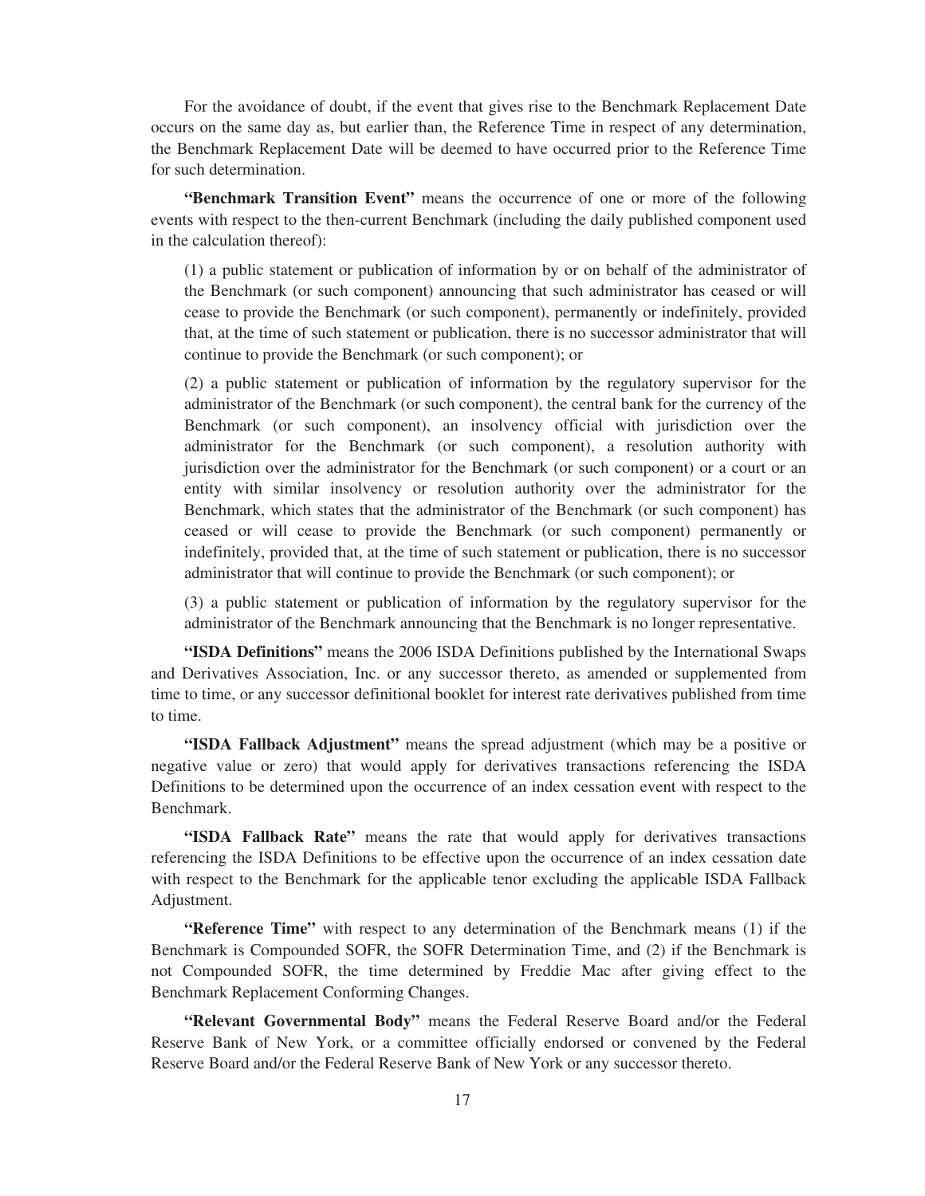For the avoidance of doubt, if the event that gives rise to the Benchmark Replacement Date occurs on the same day as, but earlier than, the Reference Time in respect of any determination, the Benchmark Replacement Date will be deemed to have occurred prior to the Reference Time for such determination.

**"Benchmark Transition Event"** means the occurrence of one or more of the following events with respect to the then-current Benchmark (including the daily published component used in the calculation thereof):

(1) a public statement or publication of information by or on behalf of the administrator of the Benchmark (or such component) announcing that such administrator has ceased or will cease to provide the Benchmark (or such component), permanently or indefinitely, provided that, at the time of such statement or publication, there is no successor administrator that will continue to provide the Benchmark (or such component); or

(2) a public statement or publication of information by the regulatory supervisor for the administrator of the Benchmark (or such component), the central bank for the currency of the Benchmark (or such component), an insolvency official with jurisdiction over the administrator for the Benchmark (or such component), a resolution authority with jurisdiction over the administrator for the Benchmark (or such component) or a court or an entity with similar insolvency or resolution authority over the administrator for the Benchmark, which states that the administrator of the Benchmark (or such component) has ceased or will cease to provide the Benchmark (or such component) permanently or indefinitely, provided that, at the time of such statement or publication, there is no successor administrator that will continue to provide the Benchmark (or such component); or

(3) a public statement or publication of information by the regulatory supervisor for the administrator of the Benchmark announcing that the Benchmark is no longer representative.

**"ISDA Definitions"** means the 2006 ISDA Definitions published by the International Swaps and Derivatives Association, Inc. or any successor thereto, as amended or supplemented from time to time, or any successor definitional booklet for interest rate derivatives published from time to time.

**"ISDA Fallback Adjustment"** means the spread adjustment (which may be a positive or negative value or zero) that would apply for derivatives transactions referencing the ISDA Definitions to be determined upon the occurrence of an index cessation event with respect to the Benchmark.

**"ISDA Fallback Rate"** means the rate that would apply for derivatives transactions referencing the ISDA Definitions to be effective upon the occurrence of an index cessation date with respect to the Benchmark for the applicable tenor excluding the applicable ISDA Fallback Adjustment.

**"Reference Time"** with respect to any determination of the Benchmark means (1) if the Benchmark is Compounded SOFR, the SOFR Determination Time, and (2) if the Benchmark is not Compounded SOFR, the time determined by Freddie Mac after giving effect to the Benchmark Replacement Conforming Changes.

**"Relevant Governmental Body"** means the Federal Reserve Board and/or the Federal Reserve Bank of New York, or a committee officially endorsed or convened by the Federal Reserve Board and/or the Federal Reserve Bank of New York or any successor thereto.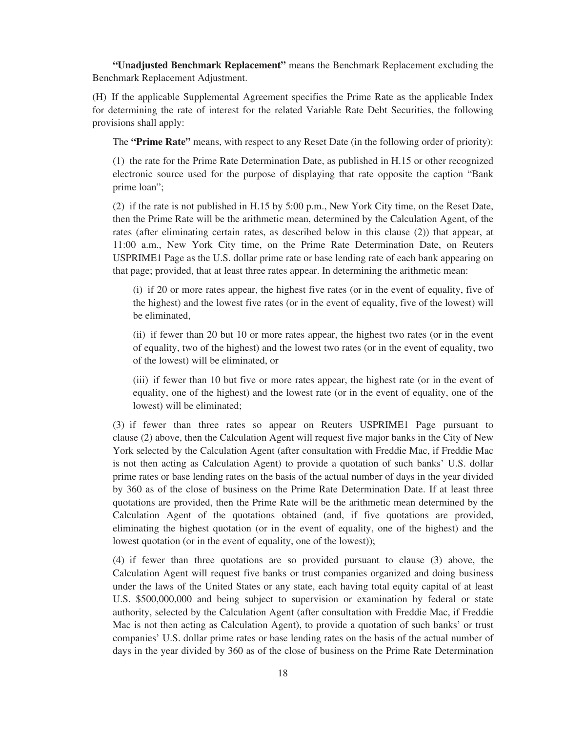**"Unadjusted Benchmark Replacement"** means the Benchmark Replacement excluding the Benchmark Replacement Adjustment.

(H) If the applicable Supplemental Agreement specifies the Prime Rate as the applicable Index for determining the rate of interest for the related Variable Rate Debt Securities, the following provisions shall apply:

The **"Prime Rate"** means, with respect to any Reset Date (in the following order of priority):

(1) the rate for the Prime Rate Determination Date, as published in H.15 or other recognized electronic source used for the purpose of displaying that rate opposite the caption "Bank prime loan";

(2) if the rate is not published in H.15 by 5:00 p.m., New York City time, on the Reset Date, then the Prime Rate will be the arithmetic mean, determined by the Calculation Agent, of the rates (after eliminating certain rates, as described below in this clause (2)) that appear, at 11:00 a.m., New York City time, on the Prime Rate Determination Date, on Reuters USPRIME1 Page as the U.S. dollar prime rate or base lending rate of each bank appearing on that page; provided, that at least three rates appear. In determining the arithmetic mean:

(i) if 20 or more rates appear, the highest five rates (or in the event of equality, five of the highest) and the lowest five rates (or in the event of equality, five of the lowest) will be eliminated,

(ii) if fewer than 20 but 10 or more rates appear, the highest two rates (or in the event of equality, two of the highest) and the lowest two rates (or in the event of equality, two of the lowest) will be eliminated, or

(iii) if fewer than 10 but five or more rates appear, the highest rate (or in the event of equality, one of the highest) and the lowest rate (or in the event of equality, one of the lowest) will be eliminated;

(3) if fewer than three rates so appear on Reuters USPRIME1 Page pursuant to clause (2) above, then the Calculation Agent will request five major banks in the City of New York selected by the Calculation Agent (after consultation with Freddie Mac, if Freddie Mac is not then acting as Calculation Agent) to provide a quotation of such banks' U.S. dollar prime rates or base lending rates on the basis of the actual number of days in the year divided by 360 as of the close of business on the Prime Rate Determination Date. If at least three quotations are provided, then the Prime Rate will be the arithmetic mean determined by the Calculation Agent of the quotations obtained (and, if five quotations are provided, eliminating the highest quotation (or in the event of equality, one of the highest) and the lowest quotation (or in the event of equality, one of the lowest));

(4) if fewer than three quotations are so provided pursuant to clause (3) above, the Calculation Agent will request five banks or trust companies organized and doing business under the laws of the United States or any state, each having total equity capital of at least U.S. $500,000,000 and being subject to supervision or examination by federal or state authority, selected by the Calculation Agent (after consultation with Freddie Mac, if Freddie Mac is not then acting as Calculation Agent), to provide a quotation of such banks' or trust companies' U.S. dollar prime rates or base lending rates on the basis of the actual number of days in the year divided by 360 as of the close of business on the Prime Rate Determination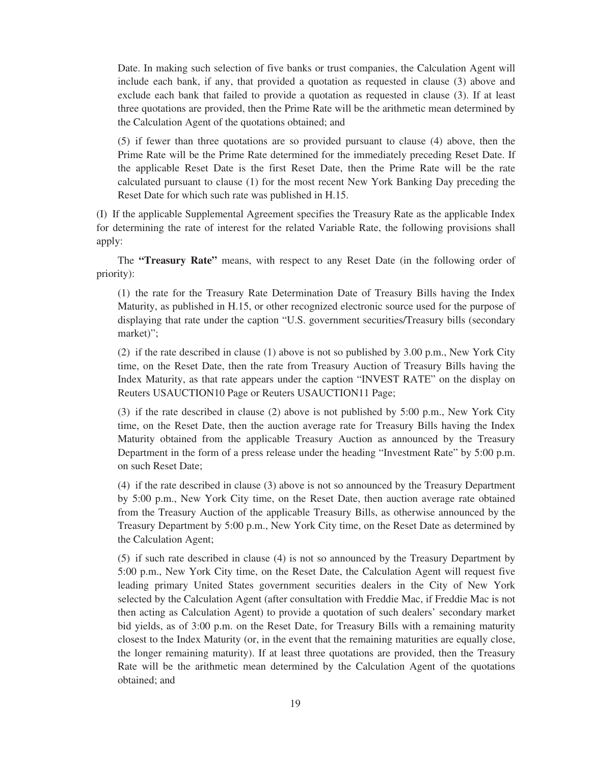Date. In making such selection of five banks or trust companies, the Calculation Agent will include each bank, if any, that provided a quotation as requested in clause (3) above and exclude each bank that failed to provide a quotation as requested in clause (3). If at least three quotations are provided, then the Prime Rate will be the arithmetic mean determined by the Calculation Agent of the quotations obtained; and

(5) if fewer than three quotations are so provided pursuant to clause (4) above, then the Prime Rate will be the Prime Rate determined for the immediately preceding Reset Date. If the applicable Reset Date is the first Reset Date, then the Prime Rate will be the rate calculated pursuant to clause (1) for the most recent New York Banking Day preceding the Reset Date for which such rate was published in H.15.

(I) If the applicable Supplemental Agreement specifies the Treasury Rate as the applicable Index for determining the rate of interest for the related Variable Rate, the following provisions shall apply:

The **"Treasury Rate"** means, with respect to any Reset Date (in the following order of priority):

(1) the rate for the Treasury Rate Determination Date of Treasury Bills having the Index Maturity, as published in H.15, or other recognized electronic source used for the purpose of displaying that rate under the caption "U.S. government securities/Treasury bills (secondary market)";

(2) if the rate described in clause (1) above is not so published by 3.00 p.m., New York City time, on the Reset Date, then the rate from Treasury Auction of Treasury Bills having the Index Maturity, as that rate appears under the caption "INVEST RATE" on the display on Reuters USAUCTION10 Page or Reuters USAUCTION11 Page;

(3) if the rate described in clause (2) above is not published by 5:00 p.m., New York City time, on the Reset Date, then the auction average rate for Treasury Bills having the Index Maturity obtained from the applicable Treasury Auction as announced by the Treasury Department in the form of a press release under the heading "Investment Rate" by 5:00 p.m. on such Reset Date;

(4) if the rate described in clause (3) above is not so announced by the Treasury Department by 5:00 p.m., New York City time, on the Reset Date, then auction average rate obtained from the Treasury Auction of the applicable Treasury Bills, as otherwise announced by the Treasury Department by 5:00 p.m., New York City time, on the Reset Date as determined by the Calculation Agent;

(5) if such rate described in clause (4) is not so announced by the Treasury Department by 5:00 p.m., New York City time, on the Reset Date, the Calculation Agent will request five leading primary United States government securities dealers in the City of New York selected by the Calculation Agent (after consultation with Freddie Mac, if Freddie Mac is not then acting as Calculation Agent) to provide a quotation of such dealers' secondary market bid yields, as of 3:00 p.m. on the Reset Date, for Treasury Bills with a remaining maturity closest to the Index Maturity (or, in the event that the remaining maturities are equally close, the longer remaining maturity). If at least three quotations are provided, then the Treasury Rate will be the arithmetic mean determined by the Calculation Agent of the quotations obtained; and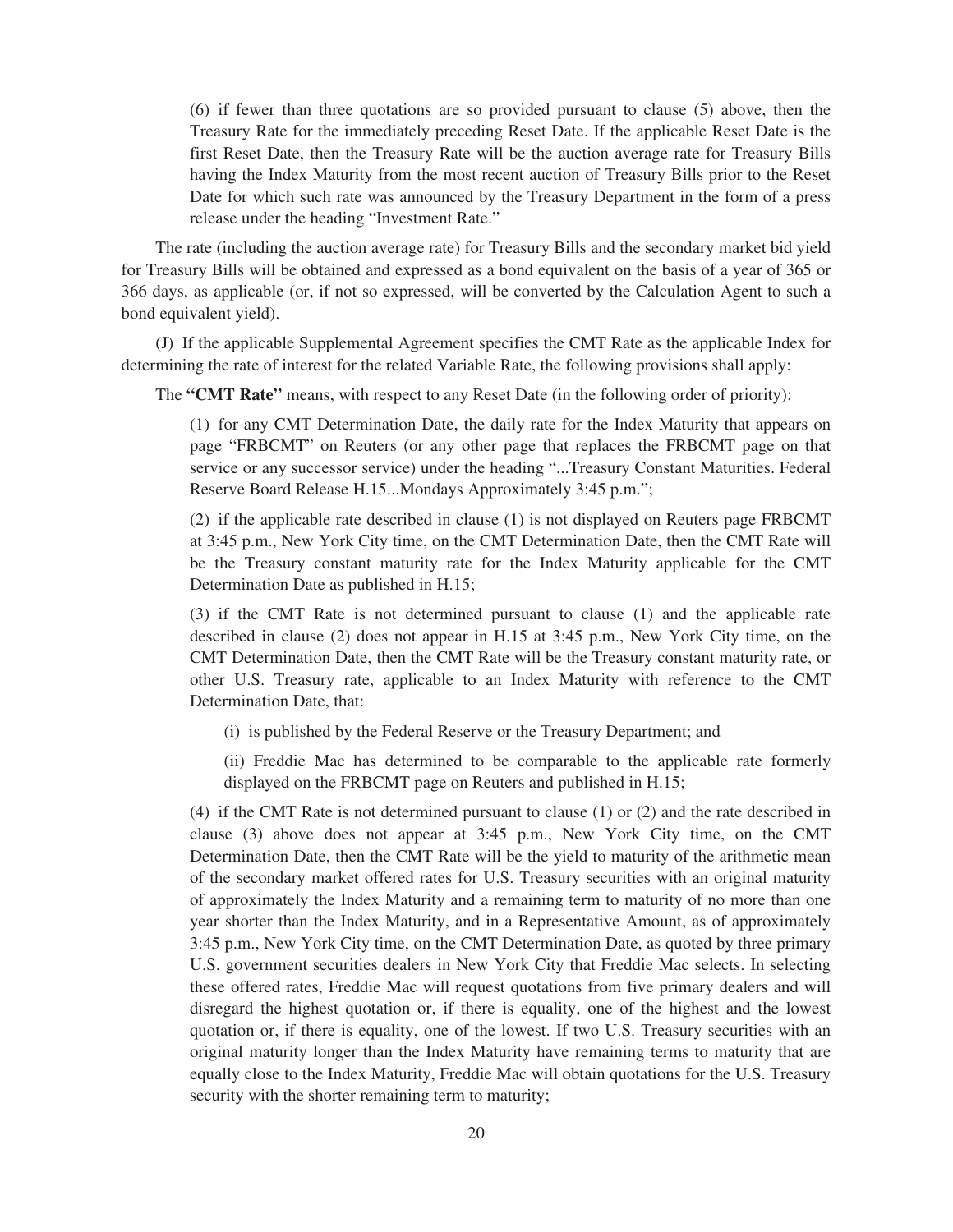(6) if fewer than three quotations are so provided pursuant to clause (5) above, then the Treasury Rate for the immediately preceding Reset Date. If the applicable Reset Date is the first Reset Date, then the Treasury Rate will be the auction average rate for Treasury Bills having the Index Maturity from the most recent auction of Treasury Bills prior to the Reset Date for which such rate was announced by the Treasury Department in the form of a press release under the heading "Investment Rate."

The rate (including the auction average rate) for Treasury Bills and the secondary market bid yield for Treasury Bills will be obtained and expressed as a bond equivalent on the basis of a year of 365 or 366 days, as applicable (or, if not so expressed, will be converted by the Calculation Agent to such a bond equivalent yield).

(J) If the applicable Supplemental Agreement specifies the CMT Rate as the applicable Index for determining the rate of interest for the related Variable Rate, the following provisions shall apply:

The **"CMT Rate"** means, with respect to any Reset Date (in the following order of priority):

(1) for any CMT Determination Date, the daily rate for the Index Maturity that appears on page "FRBCMT" on Reuters (or any other page that replaces the FRBCMT page on that service or any successor service) under the heading "...Treasury Constant Maturities. Federal Reserve Board Release H.15...Mondays Approximately 3:45 p.m.";

(2) if the applicable rate described in clause (1) is not displayed on Reuters page FRBCMT at 3:45 p.m., New York City time, on the CMT Determination Date, then the CMT Rate will be the Treasury constant maturity rate for the Index Maturity applicable for the CMT Determination Date as published in H.15;

(3) if the CMT Rate is not determined pursuant to clause (1) and the applicable rate described in clause (2) does not appear in H.15 at 3:45 p.m., New York City time, on the CMT Determination Date, then the CMT Rate will be the Treasury constant maturity rate, or other U.S. Treasury rate, applicable to an Index Maturity with reference to the CMT Determination Date, that:

(i) is published by the Federal Reserve or the Treasury Department; and

(ii) Freddie Mac has determined to be comparable to the applicable rate formerly displayed on the FRBCMT page on Reuters and published in H.15;

(4) if the CMT Rate is not determined pursuant to clause (1) or (2) and the rate described in clause (3) above does not appear at 3:45 p.m., New York City time, on the CMT Determination Date, then the CMT Rate will be the yield to maturity of the arithmetic mean of the secondary market offered rates for U.S. Treasury securities with an original maturity of approximately the Index Maturity and a remaining term to maturity of no more than one year shorter than the Index Maturity, and in a Representative Amount, as of approximately 3:45 p.m., New York City time, on the CMT Determination Date, as quoted by three primary U.S. government securities dealers in New York City that Freddie Mac selects. In selecting these offered rates, Freddie Mac will request quotations from five primary dealers and will disregard the highest quotation or, if there is equality, one of the highest and the lowest quotation or, if there is equality, one of the lowest. If two U.S. Treasury securities with an original maturity longer than the Index Maturity have remaining terms to maturity that are equally close to the Index Maturity, Freddie Mac will obtain quotations for the U.S. Treasury security with the shorter remaining term to maturity;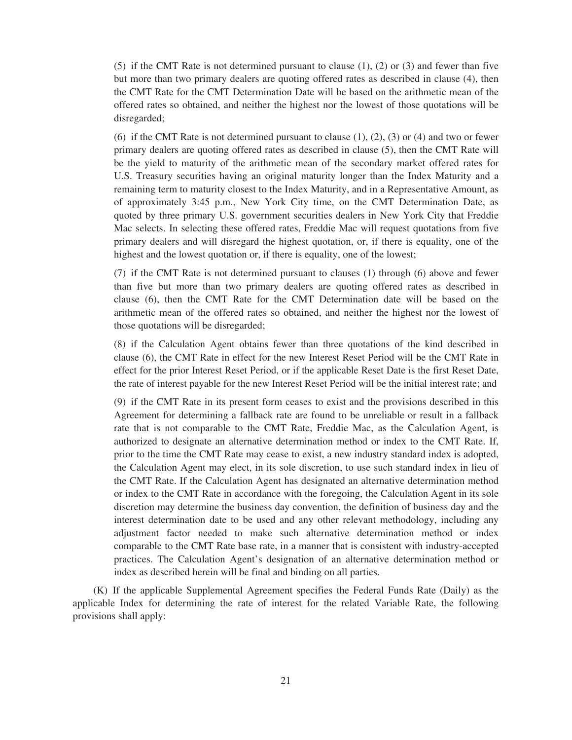(5) if the CMT Rate is not determined pursuant to clause (1), (2) or (3) and fewer than five but more than two primary dealers are quoting offered rates as described in clause (4), then the CMT Rate for the CMT Determination Date will be based on the arithmetic mean of the offered rates so obtained, and neither the highest nor the lowest of those quotations will be disregarded;

(6) if the CMT Rate is not determined pursuant to clause (1), (2), (3) or (4) and two or fewer primary dealers are quoting offered rates as described in clause (5), then the CMT Rate will be the yield to maturity of the arithmetic mean of the secondary market offered rates for U.S. Treasury securities having an original maturity longer than the Index Maturity and a remaining term to maturity closest to the Index Maturity, and in a Representative Amount, as of approximately 3:45 p.m., New York City time, on the CMT Determination Date, as quoted by three primary U.S. government securities dealers in New York City that Freddie Mac selects. In selecting these offered rates, Freddie Mac will request quotations from five primary dealers and will disregard the highest quotation, or, if there is equality, one of the highest and the lowest quotation or, if there is equality, one of the lowest;

(7) if the CMT Rate is not determined pursuant to clauses (1) through (6) above and fewer than five but more than two primary dealers are quoting offered rates as described in clause (6), then the CMT Rate for the CMT Determination date will be based on the arithmetic mean of the offered rates so obtained, and neither the highest nor the lowest of those quotations will be disregarded;

(8) if the Calculation Agent obtains fewer than three quotations of the kind described in clause (6), the CMT Rate in effect for the new Interest Reset Period will be the CMT Rate in effect for the prior Interest Reset Period, or if the applicable Reset Date is the first Reset Date, the rate of interest payable for the new Interest Reset Period will be the initial interest rate; and

(9) if the CMT Rate in its present form ceases to exist and the provisions described in this Agreement for determining a fallback rate are found to be unreliable or result in a fallback rate that is not comparable to the CMT Rate, Freddie Mac, as the Calculation Agent, is authorized to designate an alternative determination method or index to the CMT Rate. If, prior to the time the CMT Rate may cease to exist, a new industry standard index is adopted, the Calculation Agent may elect, in its sole discretion, to use such standard index in lieu of the CMT Rate. If the Calculation Agent has designated an alternative determination method or index to the CMT Rate in accordance with the foregoing, the Calculation Agent in its sole discretion may determine the business day convention, the definition of business day and the interest determination date to be used and any other relevant methodology, including any adjustment factor needed to make such alternative determination method or index comparable to the CMT Rate base rate, in a manner that is consistent with industry-accepted practices. The Calculation Agent's designation of an alternative determination method or index as described herein will be final and binding on all parties.

(K) If the applicable Supplemental Agreement specifies the Federal Funds Rate (Daily) as the applicable Index for determining the rate of interest for the related Variable Rate, the following provisions shall apply: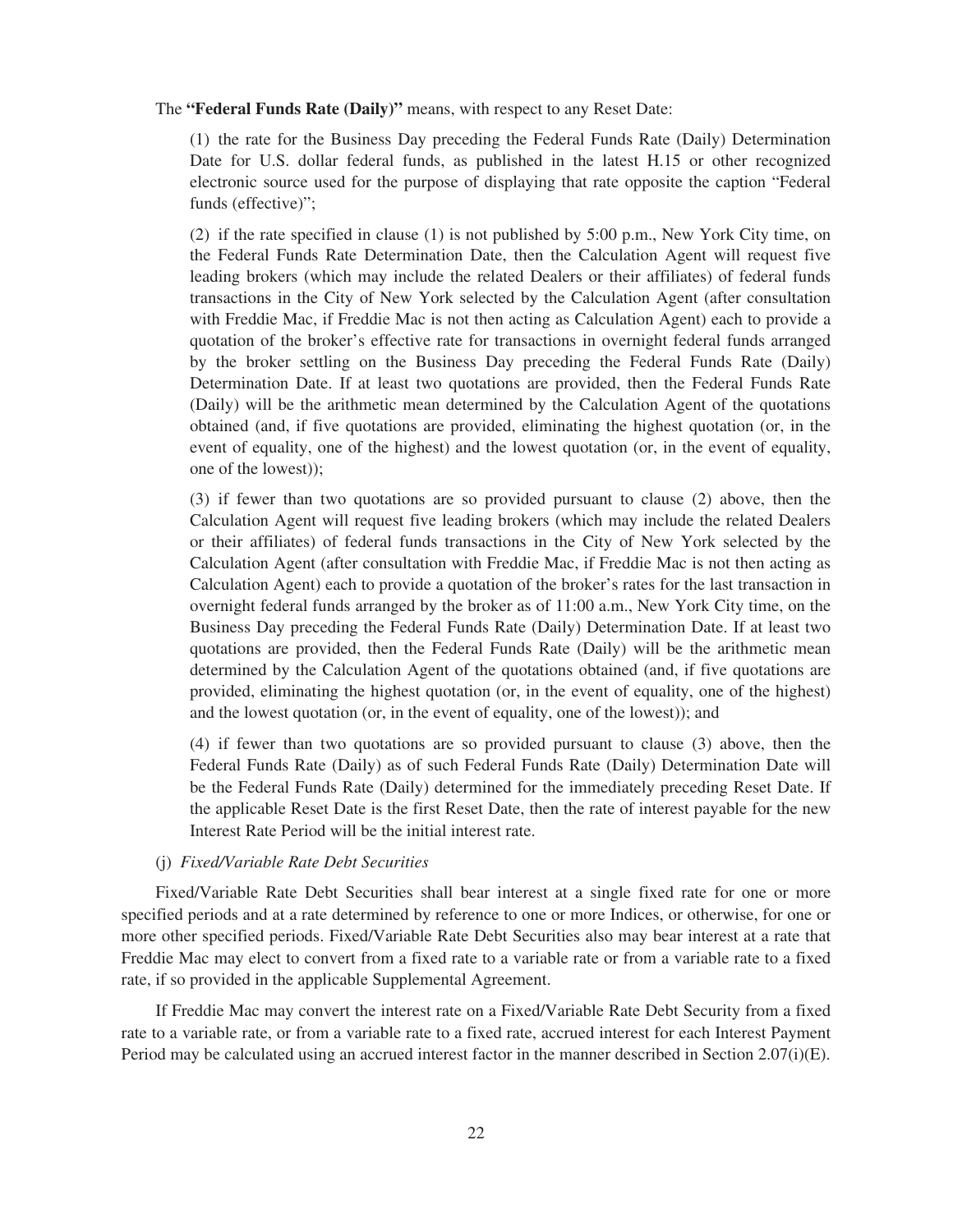The **"Federal Funds Rate (Daily)"** means, with respect to any Reset Date:

(1) the rate for the Business Day preceding the Federal Funds Rate (Daily) Determination Date for U.S. dollar federal funds, as published in the latest H.15 or other recognized electronic source used for the purpose of displaying that rate opposite the caption "Federal funds (effective)";

(2) if the rate specified in clause (1) is not published by 5:00 p.m., New York City time, on the Federal Funds Rate Determination Date, then the Calculation Agent will request five leading brokers (which may include the related Dealers or their affiliates) of federal funds transactions in the City of New York selected by the Calculation Agent (after consultation with Freddie Mac, if Freddie Mac is not then acting as Calculation Agent) each to provide a quotation of the broker's effective rate for transactions in overnight federal funds arranged by the broker settling on the Business Day preceding the Federal Funds Rate (Daily) Determination Date. If at least two quotations are provided, then the Federal Funds Rate (Daily) will be the arithmetic mean determined by the Calculation Agent of the quotations obtained (and, if five quotations are provided, eliminating the highest quotation (or, in the event of equality, one of the highest) and the lowest quotation (or, in the event of equality, one of the lowest));

(3) if fewer than two quotations are so provided pursuant to clause (2) above, then the Calculation Agent will request five leading brokers (which may include the related Dealers or their affiliates) of federal funds transactions in the City of New York selected by the Calculation Agent (after consultation with Freddie Mac, if Freddie Mac is not then acting as Calculation Agent) each to provide a quotation of the broker's rates for the last transaction in overnight federal funds arranged by the broker as of 11:00 a.m., New York City time, on the Business Day preceding the Federal Funds Rate (Daily) Determination Date. If at least two quotations are provided, then the Federal Funds Rate (Daily) will be the arithmetic mean determined by the Calculation Agent of the quotations obtained (and, if five quotations are provided, eliminating the highest quotation (or, in the event of equality, one of the highest) and the lowest quotation (or, in the event of equality, one of the lowest)); and

(4) if fewer than two quotations are so provided pursuant to clause (3) above, then the Federal Funds Rate (Daily) as of such Federal Funds Rate (Daily) Determination Date will be the Federal Funds Rate (Daily) determined for the immediately preceding Reset Date. If the applicable Reset Date is the first Reset Date, then the rate of interest payable for the new Interest Rate Period will be the initial interest rate.

(j) *Fixed/Variable Rate Debt Securities*

Fixed/Variable Rate Debt Securities shall bear interest at a single fixed rate for one or more specified periods and at a rate determined by reference to one or more Indices, or otherwise, for one or more other specified periods. Fixed/Variable Rate Debt Securities also may bear interest at a rate that Freddie Mac may elect to convert from a fixed rate to a variable rate or from a variable rate to a fixed rate, if so provided in the applicable Supplemental Agreement.

If Freddie Mac may convert the interest rate on a Fixed/Variable Rate Debt Security from a fixed rate to a variable rate, or from a variable rate to a fixed rate, accrued interest for each Interest Payment Period may be calculated using an accrued interest factor in the manner described in Section 2.07(i)(E).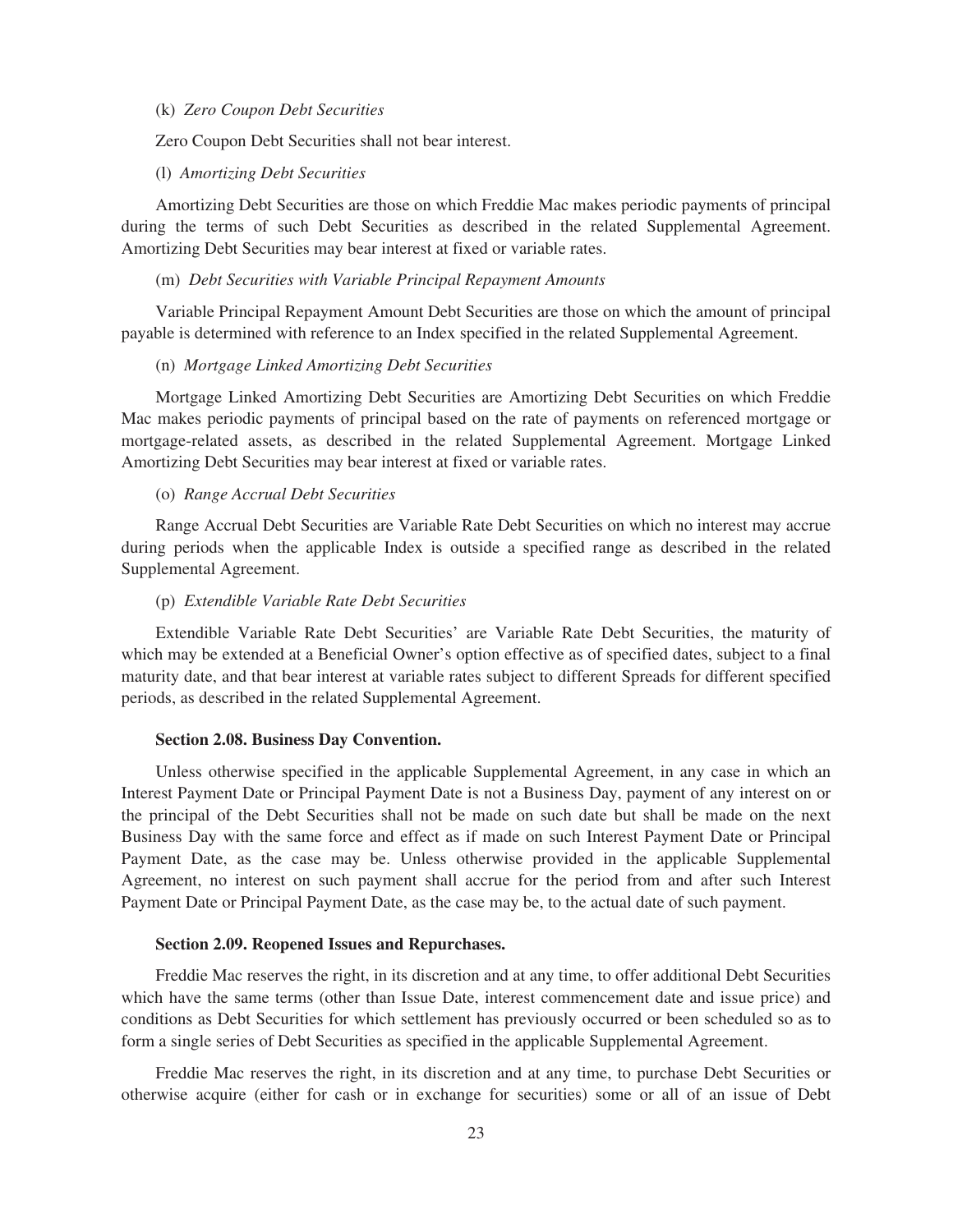(k) *Zero Coupon Debt Securities*

Zero Coupon Debt Securities shall not bear interest.

(l) *Amortizing Debt Securities*

Amortizing Debt Securities are those on which Freddie Mac makes periodic payments of principal during the terms of such Debt Securities as described in the related Supplemental Agreement. Amortizing Debt Securities may bear interest at fixed or variable rates.

(m) *Debt Securities with Variable Principal Repayment Amounts*

Variable Principal Repayment Amount Debt Securities are those on which the amount of principal payable is determined with reference to an Index specified in the related Supplemental Agreement.

(n) *Mortgage Linked Amortizing Debt Securities*

Mortgage Linked Amortizing Debt Securities are Amortizing Debt Securities on which Freddie Mac makes periodic payments of principal based on the rate of payments on referenced mortgage or mortgage-related assets, as described in the related Supplemental Agreement. Mortgage Linked Amortizing Debt Securities may bear interest at fixed or variable rates.

(o) *Range Accrual Debt Securities*

Range Accrual Debt Securities are Variable Rate Debt Securities on which no interest may accrue during periods when the applicable Index is outside a specified range as described in the related Supplemental Agreement.

(p) *Extendible Variable Rate Debt Securities*

Extendible Variable Rate Debt Securities' are Variable Rate Debt Securities, the maturity of which may be extended at a Beneficial Owner's option effective as of specified dates, subject to a final maturity date, and that bear interest at variable rates subject to different Spreads for different specified periods, as described in the related Supplemental Agreement.

**Section 2.08. Business Day Convention.**

Unless otherwise specified in the applicable Supplemental Agreement, in any case in which an Interest Payment Date or Principal Payment Date is not a Business Day, payment of any interest on or the principal of the Debt Securities shall not be made on such date but shall be made on the next Business Day with the same force and effect as if made on such Interest Payment Date or Principal Payment Date, as the case may be. Unless otherwise provided in the applicable Supplemental Agreement, no interest on such payment shall accrue for the period from and after such Interest Payment Date or Principal Payment Date, as the case may be, to the actual date of such payment.

**Section 2.09. Reopened Issues and Repurchases.**

Freddie Mac reserves the right, in its discretion and at any time, to offer additional Debt Securities which have the same terms (other than Issue Date, interest commencement date and issue price) and conditions as Debt Securities for which settlement has previously occurred or been scheduled so as to form a single series of Debt Securities as specified in the applicable Supplemental Agreement.

Freddie Mac reserves the right, in its discretion and at any time, to purchase Debt Securities or otherwise acquire (either for cash or in exchange for securities) some or all of an issue of Debt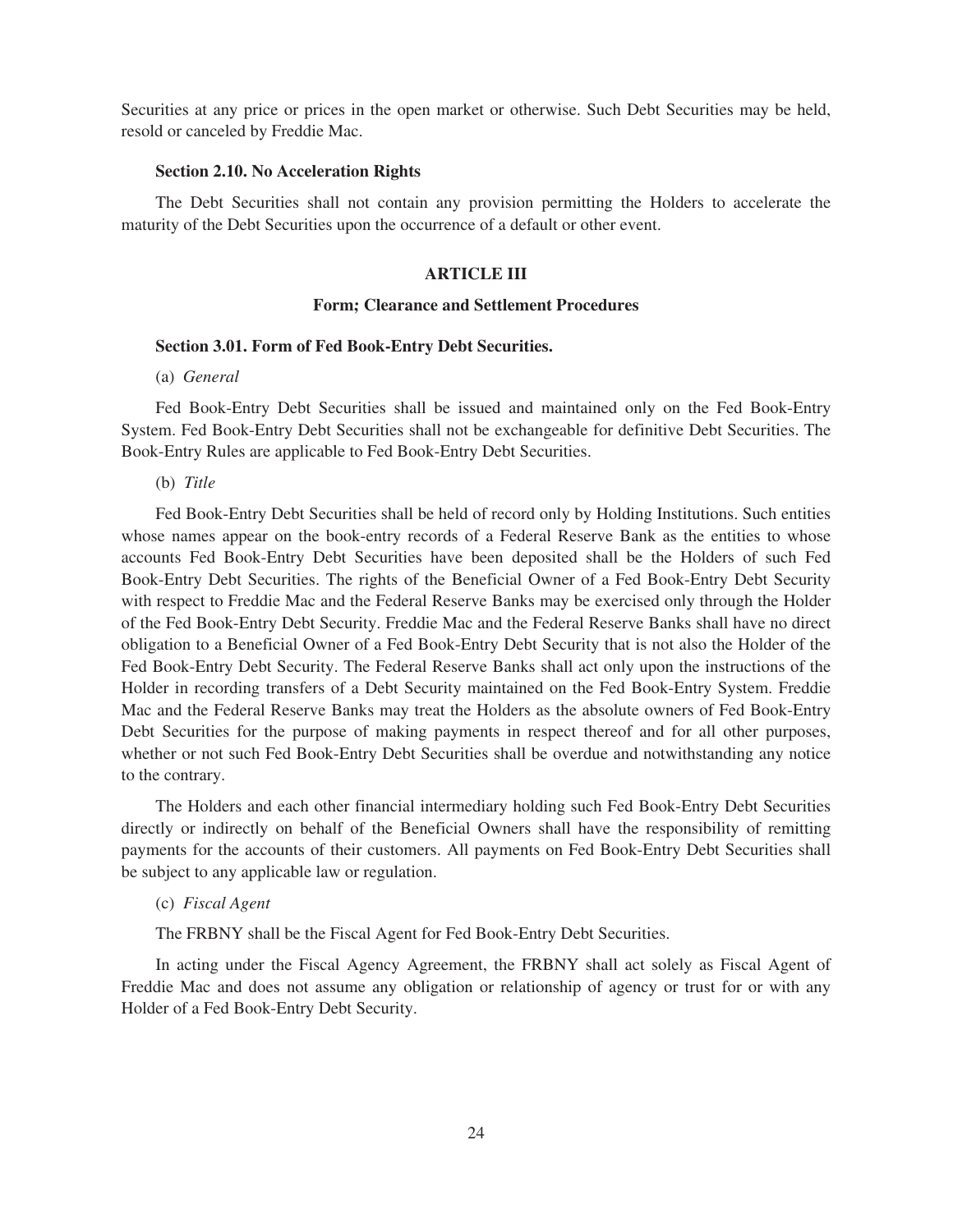Securities at any price or prices in the open market or otherwise. Such Debt Securities may be held, resold or canceled by Freddie Mac.

### Section 2.10. No Acceleration Rights

The Debt Securities shall not contain any provision permitting the Holders to accelerate the maturity of the Debt Securities upon the occurrence of a default or other event.

## ARTICLE III

## Form; Clearance and Settlement Procedures

### Section 3.01. Form of Fed Book-Entry Debt Securities.

(a) *General*

Fed Book-Entry Debt Securities shall be issued and maintained only on the Fed Book-Entry System. Fed Book-Entry Debt Securities shall not be exchangeable for definitive Debt Securities. The Book-Entry Rules are applicable to Fed Book-Entry Debt Securities.

(b) *Title*

Fed Book-Entry Debt Securities shall be held of record only by Holding Institutions. Such entities whose names appear on the book-entry records of a Federal Reserve Bank as the entities to whose accounts Fed Book-Entry Debt Securities have been deposited shall be the Holders of such Fed Book-Entry Debt Securities. The rights of the Beneficial Owner of a Fed Book-Entry Debt Security with respect to Freddie Mac and the Federal Reserve Banks may be exercised only through the Holder of the Fed Book-Entry Debt Security. Freddie Mac and the Federal Reserve Banks shall have no direct obligation to a Beneficial Owner of a Fed Book-Entry Debt Security that is not also the Holder of the Fed Book-Entry Debt Security. The Federal Reserve Banks shall act only upon the instructions of the Holder in recording transfers of a Debt Security maintained on the Fed Book-Entry System. Freddie Mac and the Federal Reserve Banks may treat the Holders as the absolute owners of Fed Book-Entry Debt Securities for the purpose of making payments in respect thereof and for all other purposes, whether or not such Fed Book-Entry Debt Securities shall be overdue and notwithstanding any notice to the contrary.

The Holders and each other financial intermediary holding such Fed Book-Entry Debt Securities directly or indirectly on behalf of the Beneficial Owners shall have the responsibility of remitting payments for the accounts of their customers. All payments on Fed Book-Entry Debt Securities shall be subject to any applicable law or regulation.

(c) *Fiscal Agent*

The FRBNY shall be the Fiscal Agent for Fed Book-Entry Debt Securities.

In acting under the Fiscal Agency Agreement, the FRBNY shall act solely as Fiscal Agent of Freddie Mac and does not assume any obligation or relationship of agency or trust for or with any Holder of a Fed Book-Entry Debt Security.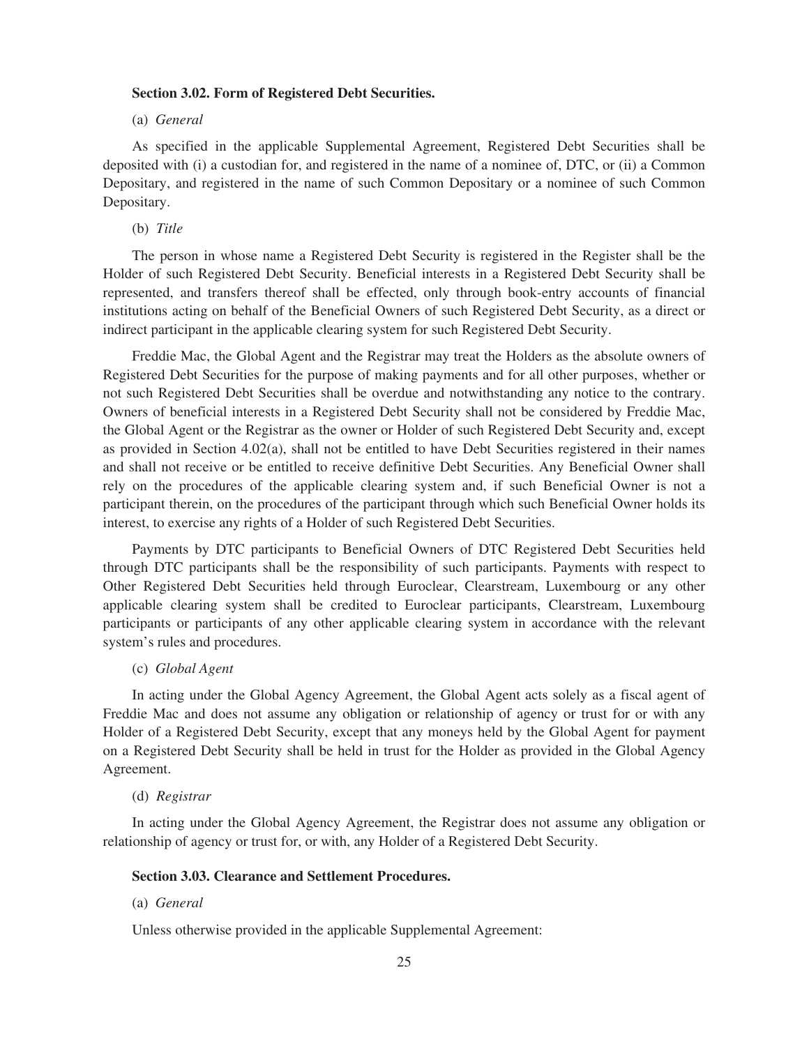### Section 3.02. Form of Registered Debt Securities.

(a) *General*

As specified in the applicable Supplemental Agreement, Registered Debt Securities shall be deposited with (i) a custodian for, and registered in the name of a nominee of, DTC, or (ii) a Common Depositary, and registered in the name of such Common Depositary or a nominee of such Common Depositary.

(b) *Title*

The person in whose name a Registered Debt Security is registered in the Register shall be the Holder of such Registered Debt Security. Beneficial interests in a Registered Debt Security shall be represented, and transfers thereof shall be effected, only through book-entry accounts of financial institutions acting on behalf of the Beneficial Owners of such Registered Debt Security, as a direct or indirect participant in the applicable clearing system for such Registered Debt Security.

Freddie Mac, the Global Agent and the Registrar may treat the Holders as the absolute owners of Registered Debt Securities for the purpose of making payments and for all other purposes, whether or not such Registered Debt Securities shall be overdue and notwithstanding any notice to the contrary. Owners of beneficial interests in a Registered Debt Security shall not be considered by Freddie Mac, the Global Agent or the Registrar as the owner or Holder of such Registered Debt Security and, except as provided in Section 4.02(a), shall not be entitled to have Debt Securities registered in their names and shall not receive or be entitled to receive definitive Debt Securities. Any Beneficial Owner shall rely on the procedures of the applicable clearing system and, if such Beneficial Owner is not a participant therein, on the procedures of the participant through which such Beneficial Owner holds its interest, to exercise any rights of a Holder of such Registered Debt Securities.

Payments by DTC participants to Beneficial Owners of DTC Registered Debt Securities held through DTC participants shall be the responsibility of such participants. Payments with respect to Other Registered Debt Securities held through Euroclear, Clearstream, Luxembourg or any other applicable clearing system shall be credited to Euroclear participants, Clearstream, Luxembourg participants or participants of any other applicable clearing system in accordance with the relevant system's rules and procedures.

(c) *Global Agent*

In acting under the Global Agency Agreement, the Global Agent acts solely as a fiscal agent of Freddie Mac and does not assume any obligation or relationship of agency or trust for or with any Holder of a Registered Debt Security, except that any moneys held by the Global Agent for payment on a Registered Debt Security shall be held in trust for the Holder as provided in the Global Agency Agreement.

(d) *Registrar*

In acting under the Global Agency Agreement, the Registrar does not assume any obligation or relationship of agency or trust for, or with, any Holder of a Registered Debt Security.

### Section 3.03. Clearance and Settlement Procedures.

(a) *General*

Unless otherwise provided in the applicable Supplemental Agreement: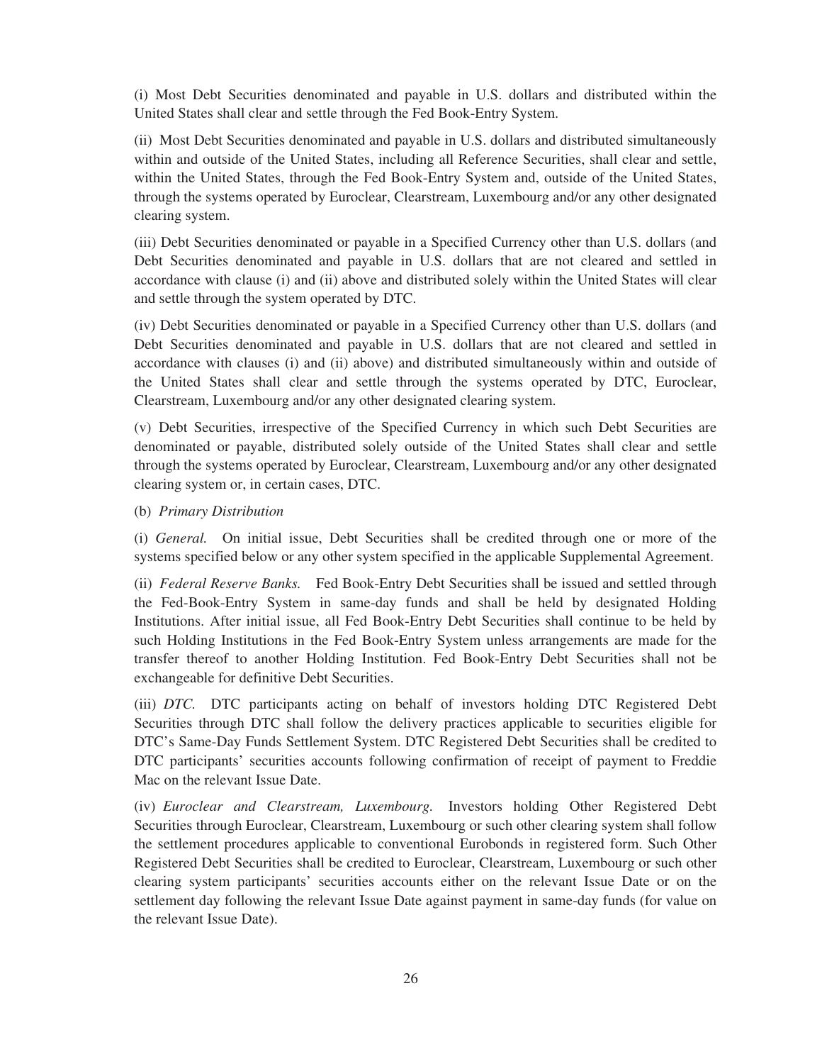(i) Most Debt Securities denominated and payable in U.S. dollars and distributed within the United States shall clear and settle through the Fed Book-Entry System.

(ii) Most Debt Securities denominated and payable in U.S. dollars and distributed simultaneously within and outside of the United States, including all Reference Securities, shall clear and settle, within the United States, through the Fed Book-Entry System and, outside of the United States, through the systems operated by Euroclear, Clearstream, Luxembourg and/or any other designated clearing system.

(iii) Debt Securities denominated or payable in a Specified Currency other than U.S. dollars (and Debt Securities denominated and payable in U.S. dollars that are not cleared and settled in accordance with clause (i) and (ii) above and distributed solely within the United States will clear and settle through the system operated by DTC.

(iv) Debt Securities denominated or payable in a Specified Currency other than U.S. dollars (and Debt Securities denominated and payable in U.S. dollars that are not cleared and settled in accordance with clauses (i) and (ii) above) and distributed simultaneously within and outside of the United States shall clear and settle through the systems operated by DTC, Euroclear, Clearstream, Luxembourg and/or any other designated clearing system.

(v) Debt Securities, irrespective of the Specified Currency in which such Debt Securities are denominated or payable, distributed solely outside of the United States shall clear and settle through the systems operated by Euroclear, Clearstream, Luxembourg and/or any other designated clearing system or, in certain cases, DTC.

(b) *Primary Distribution*

(i) *General.* On initial issue, Debt Securities shall be credited through one or more of the systems specified below or any other system specified in the applicable Supplemental Agreement.

(ii) *Federal Reserve Banks.* Fed Book-Entry Debt Securities shall be issued and settled through the Fed-Book-Entry System in same-day funds and shall be held by designated Holding Institutions. After initial issue, all Fed Book-Entry Debt Securities shall continue to be held by such Holding Institutions in the Fed Book-Entry System unless arrangements are made for the transfer thereof to another Holding Institution. Fed Book-Entry Debt Securities shall not be exchangeable for definitive Debt Securities.

(iii) *DTC.* DTC participants acting on behalf of investors holding DTC Registered Debt Securities through DTC shall follow the delivery practices applicable to securities eligible for DTC's Same-Day Funds Settlement System. DTC Registered Debt Securities shall be credited to DTC participants' securities accounts following confirmation of receipt of payment to Freddie Mac on the relevant Issue Date.

(iv) *Euroclear and Clearstream, Luxembourg.* Investors holding Other Registered Debt Securities through Euroclear, Clearstream, Luxembourg or such other clearing system shall follow the settlement procedures applicable to conventional Eurobonds in registered form. Such Other Registered Debt Securities shall be credited to Euroclear, Clearstream, Luxembourg or such other clearing system participants' securities accounts either on the relevant Issue Date or on the settlement day following the relevant Issue Date against payment in same-day funds (for value on the relevant Issue Date).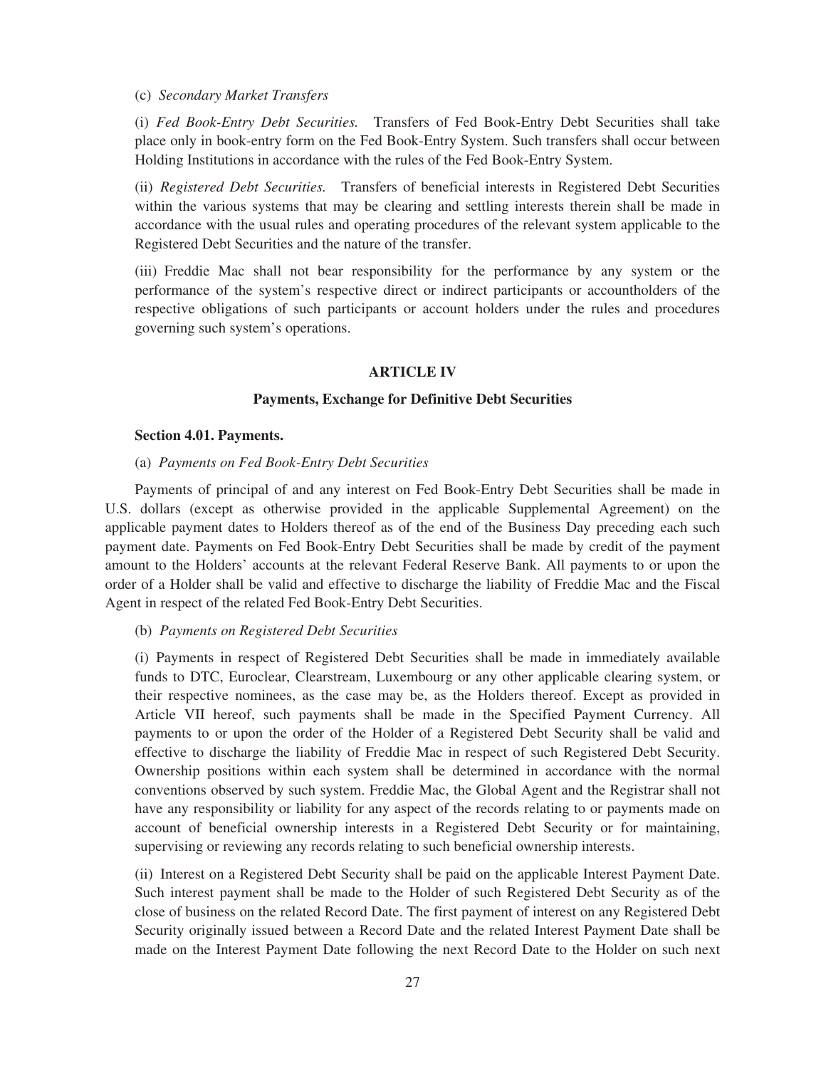(c) *Secondary Market Transfers*

(i) *Fed Book-Entry Debt Securities.* Transfers of Fed Book-Entry Debt Securities shall take place only in book-entry form on the Fed Book-Entry System. Such transfers shall occur between Holding Institutions in accordance with the rules of the Fed Book-Entry System.

(ii) *Registered Debt Securities.* Transfers of beneficial interests in Registered Debt Securities within the various systems that may be clearing and settling interests therein shall be made in accordance with the usual rules and operating procedures of the relevant system applicable to the Registered Debt Securities and the nature of the transfer.

(iii) Freddie Mac shall not bear responsibility for the performance by any system or the performance of the system's respective direct or indirect participants or accountholders of the respective obligations of such participants or account holders under the rules and procedures governing such system's operations.

## ARTICLE IV

## Payments, Exchange for Definitive Debt Securities

### Section 4.01. Payments.

(a) *Payments on Fed Book-Entry Debt Securities*

Payments of principal of and any interest on Fed Book-Entry Debt Securities shall be made in U.S. dollars (except as otherwise provided in the applicable Supplemental Agreement) on the applicable payment dates to Holders thereof as of the end of the Business Day preceding each such payment date. Payments on Fed Book-Entry Debt Securities shall be made by credit of the payment amount to the Holders' accounts at the relevant Federal Reserve Bank. All payments to or upon the order of a Holder shall be valid and effective to discharge the liability of Freddie Mac and the Fiscal Agent in respect of the related Fed Book-Entry Debt Securities.

(b) *Payments on Registered Debt Securities*

(i) Payments in respect of Registered Debt Securities shall be made in immediately available funds to DTC, Euroclear, Clearstream, Luxembourg or any other applicable clearing system, or their respective nominees, as the case may be, as the Holders thereof. Except as provided in Article VII hereof, such payments shall be made in the Specified Payment Currency. All payments to or upon the order of the Holder of a Registered Debt Security shall be valid and effective to discharge the liability of Freddie Mac in respect of such Registered Debt Security. Ownership positions within each system shall be determined in accordance with the normal conventions observed by such system. Freddie Mac, the Global Agent and the Registrar shall not have any responsibility or liability for any aspect of the records relating to or payments made on account of beneficial ownership interests in a Registered Debt Security or for maintaining, supervising or reviewing any records relating to such beneficial ownership interests.

(ii) Interest on a Registered Debt Security shall be paid on the applicable Interest Payment Date. Such interest payment shall be made to the Holder of such Registered Debt Security as of the close of business on the related Record Date. The first payment of interest on any Registered Debt Security originally issued between a Record Date and the related Interest Payment Date shall be made on the Interest Payment Date following the next Record Date to the Holder on such next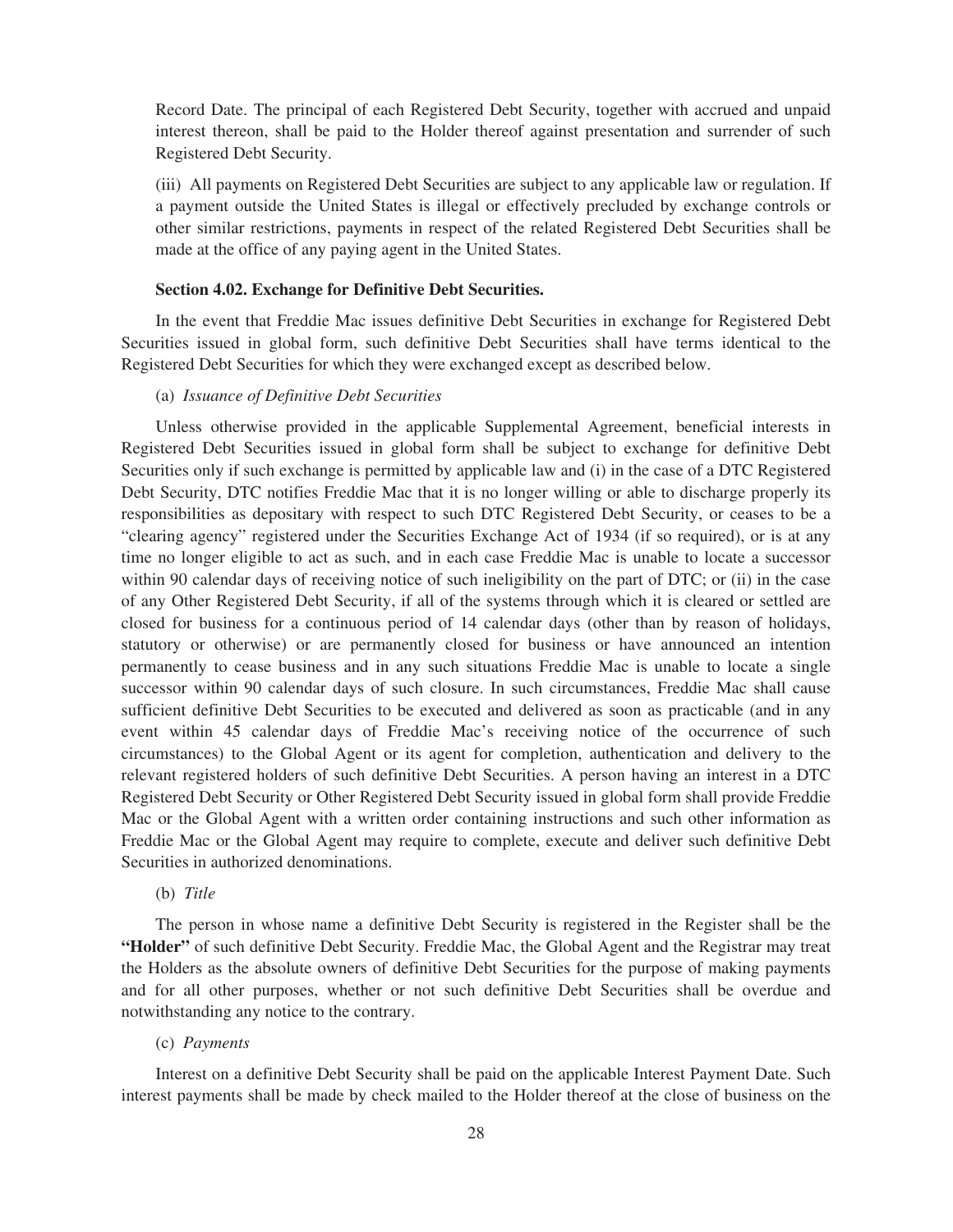Record Date. The principal of each Registered Debt Security, together with accrued and unpaid interest thereon, shall be paid to the Holder thereof against presentation and surrender of such Registered Debt Security.

(iii) All payments on Registered Debt Securities are subject to any applicable law or regulation. If a payment outside the United States is illegal or effectively precluded by exchange controls or other similar restrictions, payments in respect of the related Registered Debt Securities shall be made at the office of any paying agent in the United States.

### Section 4.02. Exchange for Definitive Debt Securities.

In the event that Freddie Mac issues definitive Debt Securities in exchange for Registered Debt Securities issued in global form, such definitive Debt Securities shall have terms identical to the Registered Debt Securities for which they were exchanged except as described below.

(a) *Issuance of Definitive Debt Securities*

Unless otherwise provided in the applicable Supplemental Agreement, beneficial interests in Registered Debt Securities issued in global form shall be subject to exchange for definitive Debt Securities only if such exchange is permitted by applicable law and (i) in the case of a DTC Registered Debt Security, DTC notifies Freddie Mac that it is no longer willing or able to discharge properly its responsibilities as depositary with respect to such DTC Registered Debt Security, or ceases to be a "clearing agency" registered under the Securities Exchange Act of 1934 (if so required), or is at any time no longer eligible to act as such, and in each case Freddie Mac is unable to locate a successor within 90 calendar days of receiving notice of such ineligibility on the part of DTC; or (ii) in the case of any Other Registered Debt Security, if all of the systems through which it is cleared or settled are closed for business for a continuous period of 14 calendar days (other than by reason of holidays, statutory or otherwise) or are permanently closed for business or have announced an intention permanently to cease business and in any such situations Freddie Mac is unable to locate a single successor within 90 calendar days of such closure. In such circumstances, Freddie Mac shall cause sufficient definitive Debt Securities to be executed and delivered as soon as practicable (and in any event within 45 calendar days of Freddie Mac's receiving notice of the occurrence of such circumstances) to the Global Agent or its agent for completion, authentication and delivery to the relevant registered holders of such definitive Debt Securities. A person having an interest in a DTC Registered Debt Security or Other Registered Debt Security issued in global form shall provide Freddie Mac or the Global Agent with a written order containing instructions and such other information as Freddie Mac or the Global Agent may require to complete, execute and deliver such definitive Debt Securities in authorized denominations.

(b) *Title*

The person in whose name a definitive Debt Security is registered in the Register shall be the **"Holder"** of such definitive Debt Security. Freddie Mac, the Global Agent and the Registrar may treat the Holders as the absolute owners of definitive Debt Securities for the purpose of making payments and for all other purposes, whether or not such definitive Debt Securities shall be overdue and notwithstanding any notice to the contrary.

(c) *Payments*

Interest on a definitive Debt Security shall be paid on the applicable Interest Payment Date. Such interest payments shall be made by check mailed to the Holder thereof at the close of business on the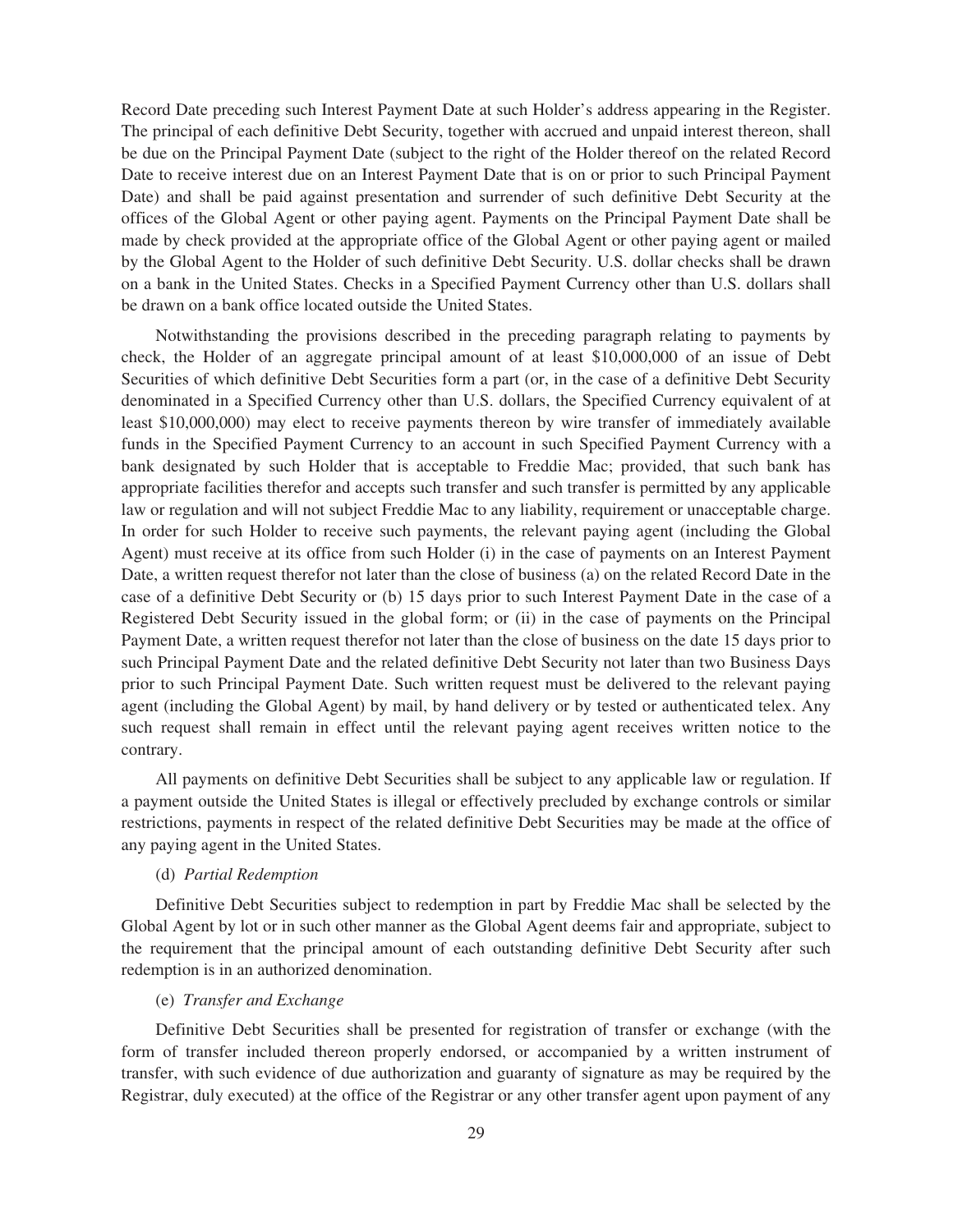Record Date preceding such Interest Payment Date at such Holder's address appearing in the Register. The principal of each definitive Debt Security, together with accrued and unpaid interest thereon, shall be due on the Principal Payment Date (subject to the right of the Holder thereof on the related Record Date to receive interest due on an Interest Payment Date that is on or prior to such Principal Payment Date) and shall be paid against presentation and surrender of such definitive Debt Security at the offices of the Global Agent or other paying agent. Payments on the Principal Payment Date shall be made by check provided at the appropriate office of the Global Agent or other paying agent or mailed by the Global Agent to the Holder of such definitive Debt Security. U.S. dollar checks shall be drawn on a bank in the United States. Checks in a Specified Payment Currency other than U.S. dollars shall be drawn on a bank office located outside the United States.

Notwithstanding the provisions described in the preceding paragraph relating to payments by check, the Holder of an aggregate principal amount of at least $10,000,000 of an issue of Debt Securities of which definitive Debt Securities form a part (or, in the case of a definitive Debt Security denominated in a Specified Currency other than U.S. dollars, the Specified Currency equivalent of at least $10,000,000) may elect to receive payments thereon by wire transfer of immediately available funds in the Specified Payment Currency to an account in such Specified Payment Currency with a bank designated by such Holder that is acceptable to Freddie Mac; provided, that such bank has appropriate facilities therefor and accepts such transfer and such transfer is permitted by any applicable law or regulation and will not subject Freddie Mac to any liability, requirement or unacceptable charge. In order for such Holder to receive such payments, the relevant paying agent (including the Global Agent) must receive at its office from such Holder (i) in the case of payments on an Interest Payment Date, a written request therefor not later than the close of business (a) on the related Record Date in the case of a definitive Debt Security or (b) 15 days prior to such Interest Payment Date in the case of a Registered Debt Security issued in the global form; or (ii) in the case of payments on the Principal Payment Date, a written request therefor not later than the close of business on the date 15 days prior to such Principal Payment Date and the related definitive Debt Security not later than two Business Days prior to such Principal Payment Date. Such written request must be delivered to the relevant paying agent (including the Global Agent) by mail, by hand delivery or by tested or authenticated telex. Any such request shall remain in effect until the relevant paying agent receives written notice to the contrary.

All payments on definitive Debt Securities shall be subject to any applicable law or regulation. If a payment outside the United States is illegal or effectively precluded by exchange controls or similar restrictions, payments in respect of the related definitive Debt Securities may be made at the office of any paying agent in the United States.

(d) *Partial Redemption*

Definitive Debt Securities subject to redemption in part by Freddie Mac shall be selected by the Global Agent by lot or in such other manner as the Global Agent deems fair and appropriate, subject to the requirement that the principal amount of each outstanding definitive Debt Security after such redemption is in an authorized denomination.

(e) *Transfer and Exchange*

Definitive Debt Securities shall be presented for registration of transfer or exchange (with the form of transfer included thereon properly endorsed, or accompanied by a written instrument of transfer, with such evidence of due authorization and guaranty of signature as may be required by the Registrar, duly executed) at the office of the Registrar or any other transfer agent upon payment of any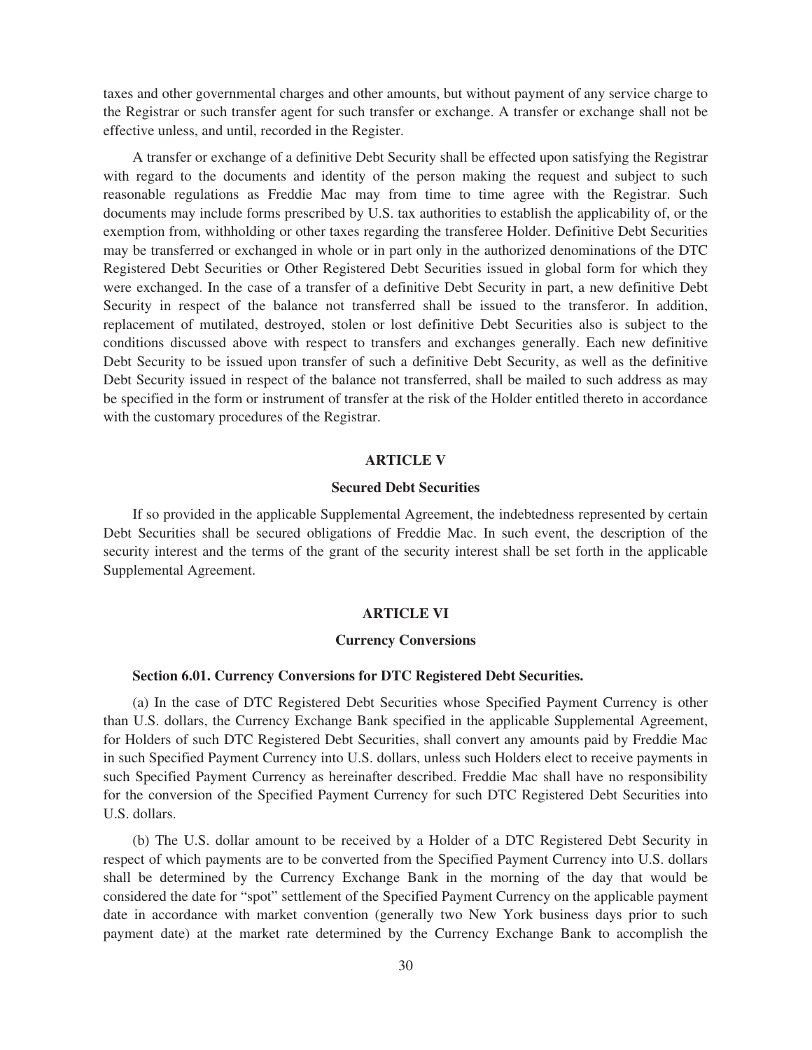taxes and other governmental charges and other amounts, but without payment of any service charge to the Registrar or such transfer agent for such transfer or exchange. A transfer or exchange shall not be effective unless, and until, recorded in the Register.

A transfer or exchange of a definitive Debt Security shall be effected upon satisfying the Registrar with regard to the documents and identity of the person making the request and subject to such reasonable regulations as Freddie Mac may from time to time agree with the Registrar. Such documents may include forms prescribed by U.S. tax authorities to establish the applicability of, or the exemption from, withholding or other taxes regarding the transferee Holder. Definitive Debt Securities may be transferred or exchanged in whole or in part only in the authorized denominations of the DTC Registered Debt Securities or Other Registered Debt Securities issued in global form for which they were exchanged. In the case of a transfer of a definitive Debt Security in part, a new definitive Debt Security in respect of the balance not transferred shall be issued to the transferor. In addition, replacement of mutilated, destroyed, stolen or lost definitive Debt Securities also is subject to the conditions discussed above with respect to transfers and exchanges generally. Each new definitive Debt Security to be issued upon transfer of such a definitive Debt Security, as well as the definitive Debt Security issued in respect of the balance not transferred, shall be mailed to such address as may be specified in the form or instrument of transfer at the risk of the Holder entitled thereto in accordance with the customary procedures of the Registrar.

## ARTICLE V

### Secured Debt Securities

If so provided in the applicable Supplemental Agreement, the indebtedness represented by certain Debt Securities shall be secured obligations of Freddie Mac. In such event, the description of the security interest and the terms of the grant of the security interest shall be set forth in the applicable Supplemental Agreement.

## ARTICLE VI

### Currency Conversions

#### Section 6.01. Currency Conversions for DTC Registered Debt Securities.

(a) In the case of DTC Registered Debt Securities whose Specified Payment Currency is other than U.S. dollars, the Currency Exchange Bank specified in the applicable Supplemental Agreement, for Holders of such DTC Registered Debt Securities, shall convert any amounts paid by Freddie Mac in such Specified Payment Currency into U.S. dollars, unless such Holders elect to receive payments in such Specified Payment Currency as hereinafter described. Freddie Mac shall have no responsibility for the conversion of the Specified Payment Currency for such DTC Registered Debt Securities into U.S. dollars.

(b) The U.S. dollar amount to be received by a Holder of a DTC Registered Debt Security in respect of which payments are to be converted from the Specified Payment Currency into U.S. dollars shall be determined by the Currency Exchange Bank in the morning of the day that would be considered the date for "spot" settlement of the Specified Payment Currency on the applicable payment date in accordance with market convention (generally two New York business days prior to such payment date) at the market rate determined by the Currency Exchange Bank to accomplish the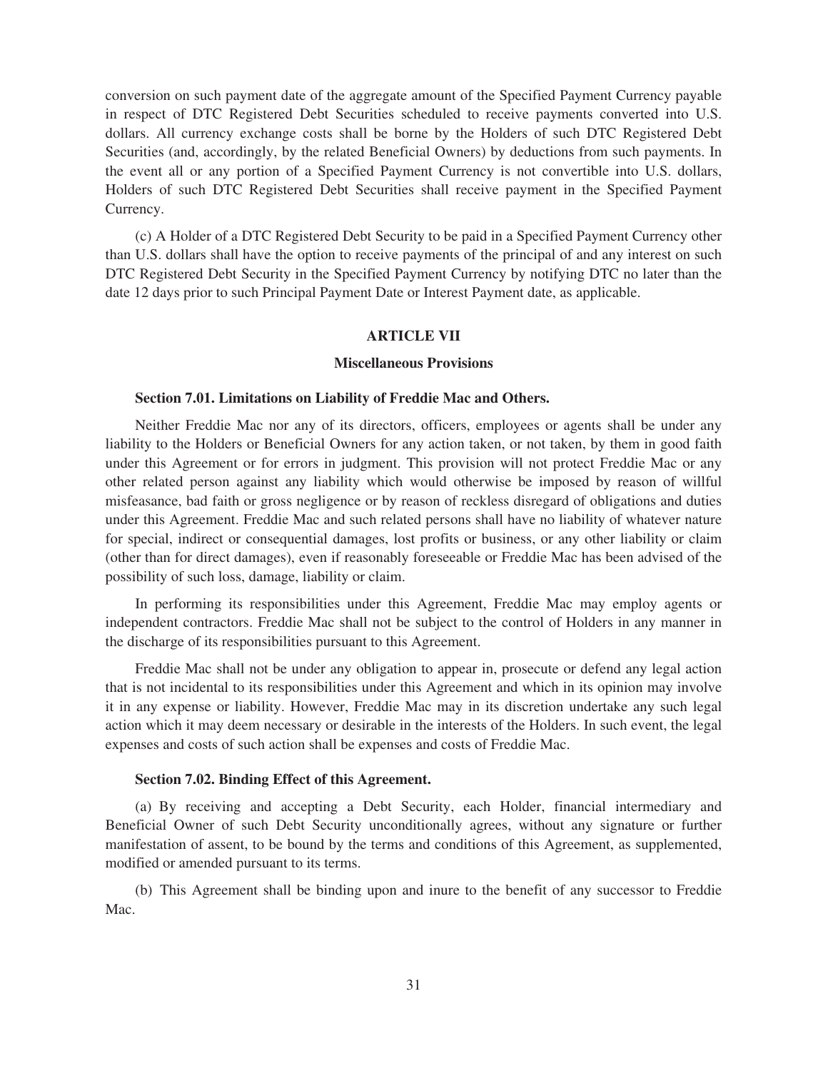conversion on such payment date of the aggregate amount of the Specified Payment Currency payable in respect of DTC Registered Debt Securities scheduled to receive payments converted into U.S. dollars. All currency exchange costs shall be borne by the Holders of such DTC Registered Debt Securities (and, accordingly, by the related Beneficial Owners) by deductions from such payments. In the event all or any portion of a Specified Payment Currency is not convertible into U.S. dollars, Holders of such DTC Registered Debt Securities shall receive payment in the Specified Payment Currency.

(c) A Holder of a DTC Registered Debt Security to be paid in a Specified Payment Currency other than U.S. dollars shall have the option to receive payments of the principal of and any interest on such DTC Registered Debt Security in the Specified Payment Currency by notifying DTC no later than the date 12 days prior to such Principal Payment Date or Interest Payment date, as applicable.

## ARTICLE VII

## Miscellaneous Provisions

### Section 7.01. Limitations on Liability of Freddie Mac and Others.

Neither Freddie Mac nor any of its directors, officers, employees or agents shall be under any liability to the Holders or Beneficial Owners for any action taken, or not taken, by them in good faith under this Agreement or for errors in judgment. This provision will not protect Freddie Mac or any other related person against any liability which would otherwise be imposed by reason of willful misfeasance, bad faith or gross negligence or by reason of reckless disregard of obligations and duties under this Agreement. Freddie Mac and such related persons shall have no liability of whatever nature for special, indirect or consequential damages, lost profits or business, or any other liability or claim (other than for direct damages), even if reasonably foreseeable or Freddie Mac has been advised of the possibility of such loss, damage, liability or claim.

In performing its responsibilities under this Agreement, Freddie Mac may employ agents or independent contractors. Freddie Mac shall not be subject to the control of Holders in any manner in the discharge of its responsibilities pursuant to this Agreement.

Freddie Mac shall not be under any obligation to appear in, prosecute or defend any legal action that is not incidental to its responsibilities under this Agreement and which in its opinion may involve it in any expense or liability. However, Freddie Mac may in its discretion undertake any such legal action which it may deem necessary or desirable in the interests of the Holders. In such event, the legal expenses and costs of such action shall be expenses and costs of Freddie Mac.

### Section 7.02. Binding Effect of this Agreement.

(a) By receiving and accepting a Debt Security, each Holder, financial intermediary and Beneficial Owner of such Debt Security unconditionally agrees, without any signature or further manifestation of assent, to be bound by the terms and conditions of this Agreement, as supplemented, modified or amended pursuant to its terms.

(b) This Agreement shall be binding upon and inure to the benefit of any successor to Freddie Mac.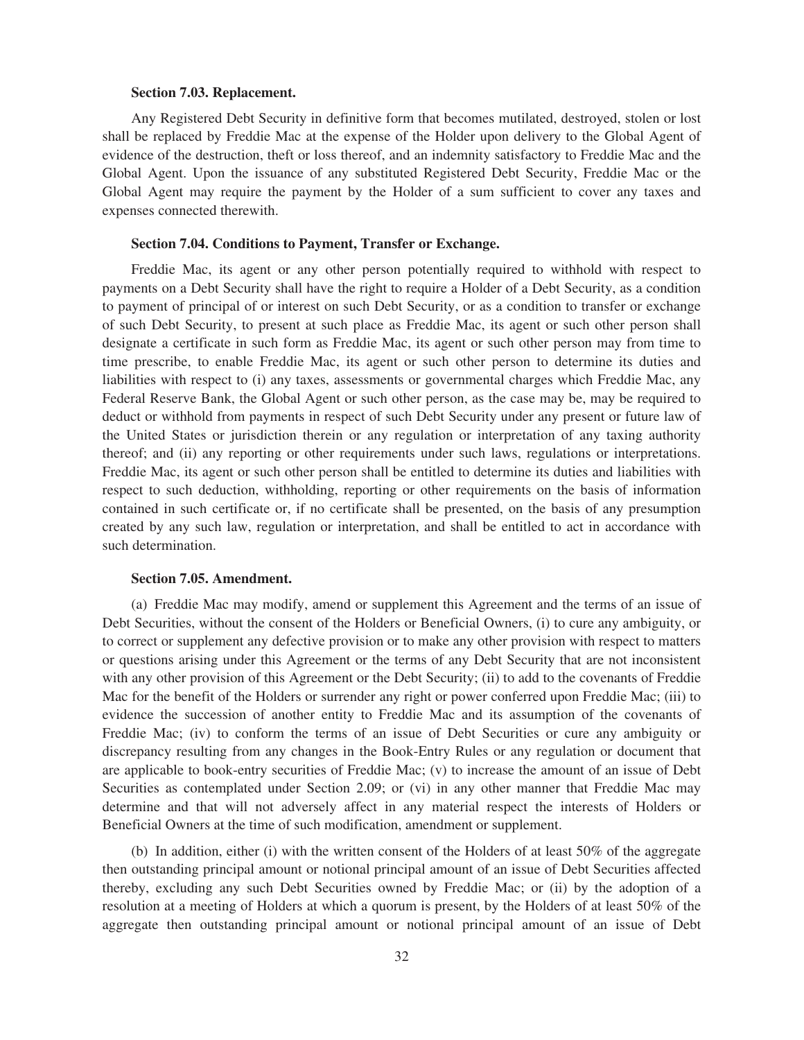**Section 7.03. Replacement.**

Any Registered Debt Security in definitive form that becomes mutilated, destroyed, stolen or lost shall be replaced by Freddie Mac at the expense of the Holder upon delivery to the Global Agent of evidence of the destruction, theft or loss thereof, and an indemnity satisfactory to Freddie Mac and the Global Agent. Upon the issuance of any substituted Registered Debt Security, Freddie Mac or the Global Agent may require the payment by the Holder of a sum sufficient to cover any taxes and expenses connected therewith.

**Section 7.04. Conditions to Payment, Transfer or Exchange.**

Freddie Mac, its agent or any other person potentially required to withhold with respect to payments on a Debt Security shall have the right to require a Holder of a Debt Security, as a condition to payment of principal of or interest on such Debt Security, or as a condition to transfer or exchange of such Debt Security, to present at such place as Freddie Mac, its agent or such other person shall designate a certificate in such form as Freddie Mac, its agent or such other person may from time to time prescribe, to enable Freddie Mac, its agent or such other person to determine its duties and liabilities with respect to (i) any taxes, assessments or governmental charges which Freddie Mac, any Federal Reserve Bank, the Global Agent or such other person, as the case may be, may be required to deduct or withhold from payments in respect of such Debt Security under any present or future law of the United States or jurisdiction therein or any regulation or interpretation of any taxing authority thereof; and (ii) any reporting or other requirements under such laws, regulations or interpretations. Freddie Mac, its agent or such other person shall be entitled to determine its duties and liabilities with respect to such deduction, withholding, reporting or other requirements on the basis of information contained in such certificate or, if no certificate shall be presented, on the basis of any presumption created by any such law, regulation or interpretation, and shall be entitled to act in accordance with such determination.

**Section 7.05. Amendment.**

(a) Freddie Mac may modify, amend or supplement this Agreement and the terms of an issue of Debt Securities, without the consent of the Holders or Beneficial Owners, (i) to cure any ambiguity, or to correct or supplement any defective provision or to make any other provision with respect to matters or questions arising under this Agreement or the terms of any Debt Security that are not inconsistent with any other provision of this Agreement or the Debt Security; (ii) to add to the covenants of Freddie Mac for the benefit of the Holders or surrender any right or power conferred upon Freddie Mac; (iii) to evidence the succession of another entity to Freddie Mac and its assumption of the covenants of Freddie Mac; (iv) to conform the terms of an issue of Debt Securities or cure any ambiguity or discrepancy resulting from any changes in the Book-Entry Rules or any regulation or document that are applicable to book-entry securities of Freddie Mac; (v) to increase the amount of an issue of Debt Securities as contemplated under Section 2.09; or (vi) in any other manner that Freddie Mac may determine and that will not adversely affect in any material respect the interests of Holders or Beneficial Owners at the time of such modification, amendment or supplement.

(b) In addition, either (i) with the written consent of the Holders of at least 50% of the aggregate then outstanding principal amount or notional principal amount of an issue of Debt Securities affected thereby, excluding any such Debt Securities owned by Freddie Mac; or (ii) by the adoption of a resolution at a meeting of Holders at which a quorum is present, by the Holders of at least 50% of the aggregate then outstanding principal amount or notional principal amount of an issue of Debt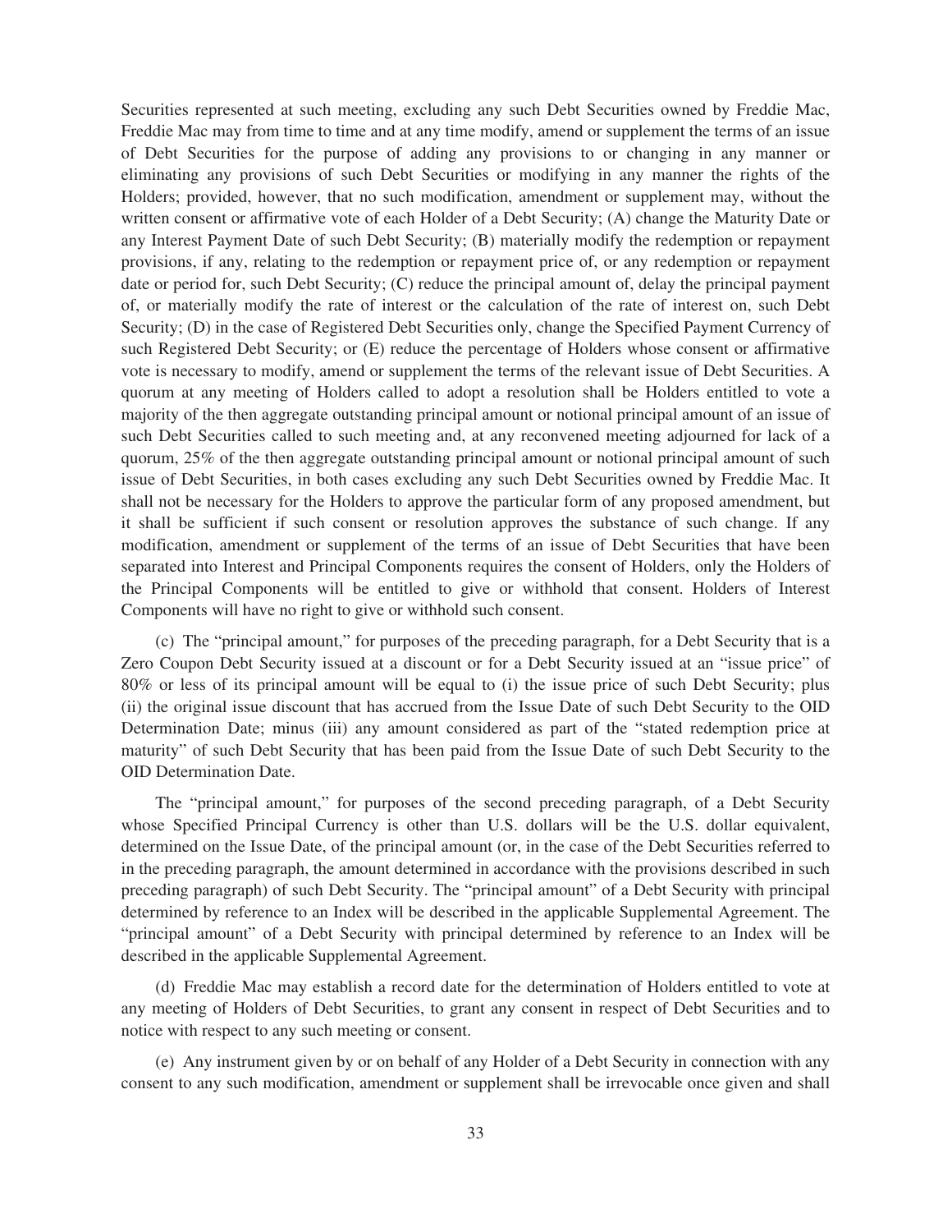Securities represented at such meeting, excluding any such Debt Securities owned by Freddie Mac, Freddie Mac may from time to time and at any time modify, amend or supplement the terms of an issue of Debt Securities for the purpose of adding any provisions to or changing in any manner or eliminating any provisions of such Debt Securities or modifying in any manner the rights of the Holders; provided, however, that no such modification, amendment or supplement may, without the written consent or affirmative vote of each Holder of a Debt Security; (A) change the Maturity Date or any Interest Payment Date of such Debt Security; (B) materially modify the redemption or repayment provisions, if any, relating to the redemption or repayment price of, or any redemption or repayment date or period for, such Debt Security; (C) reduce the principal amount of, delay the principal payment of, or materially modify the rate of interest or the calculation of the rate of interest on, such Debt Security; (D) in the case of Registered Debt Securities only, change the Specified Payment Currency of such Registered Debt Security; or (E) reduce the percentage of Holders whose consent or affirmative vote is necessary to modify, amend or supplement the terms of the relevant issue of Debt Securities. A quorum at any meeting of Holders called to adopt a resolution shall be Holders entitled to vote a majority of the then aggregate outstanding principal amount or notional principal amount of an issue of such Debt Securities called to such meeting and, at any reconvened meeting adjourned for lack of a quorum, 25% of the then aggregate outstanding principal amount or notional principal amount of such issue of Debt Securities, in both cases excluding any such Debt Securities owned by Freddie Mac. It shall not be necessary for the Holders to approve the particular form of any proposed amendment, but it shall be sufficient if such consent or resolution approves the substance of such change. If any modification, amendment or supplement of the terms of an issue of Debt Securities that have been separated into Interest and Principal Components requires the consent of Holders, only the Holders of the Principal Components will be entitled to give or withhold that consent. Holders of Interest Components will have no right to give or withhold such consent.

(c) The "principal amount," for purposes of the preceding paragraph, for a Debt Security that is a Zero Coupon Debt Security issued at a discount or for a Debt Security issued at an "issue price" of 80% or less of its principal amount will be equal to (i) the issue price of such Debt Security; plus (ii) the original issue discount that has accrued from the Issue Date of such Debt Security to the OID Determination Date; minus (iii) any amount considered as part of the "stated redemption price at maturity" of such Debt Security that has been paid from the Issue Date of such Debt Security to the OID Determination Date.

The "principal amount," for purposes of the second preceding paragraph, of a Debt Security whose Specified Principal Currency is other than U.S. dollars will be the U.S. dollar equivalent, determined on the Issue Date, of the principal amount (or, in the case of the Debt Securities referred to in the preceding paragraph, the amount determined in accordance with the provisions described in such preceding paragraph) of such Debt Security. The "principal amount" of a Debt Security with principal determined by reference to an Index will be described in the applicable Supplemental Agreement. The "principal amount" of a Debt Security with principal determined by reference to an Index will be described in the applicable Supplemental Agreement.

(d) Freddie Mac may establish a record date for the determination of Holders entitled to vote at any meeting of Holders of Debt Securities, to grant any consent in respect of Debt Securities and to notice with respect to any such meeting or consent.

(e) Any instrument given by or on behalf of any Holder of a Debt Security in connection with any consent to any such modification, amendment or supplement shall be irrevocable once given and shall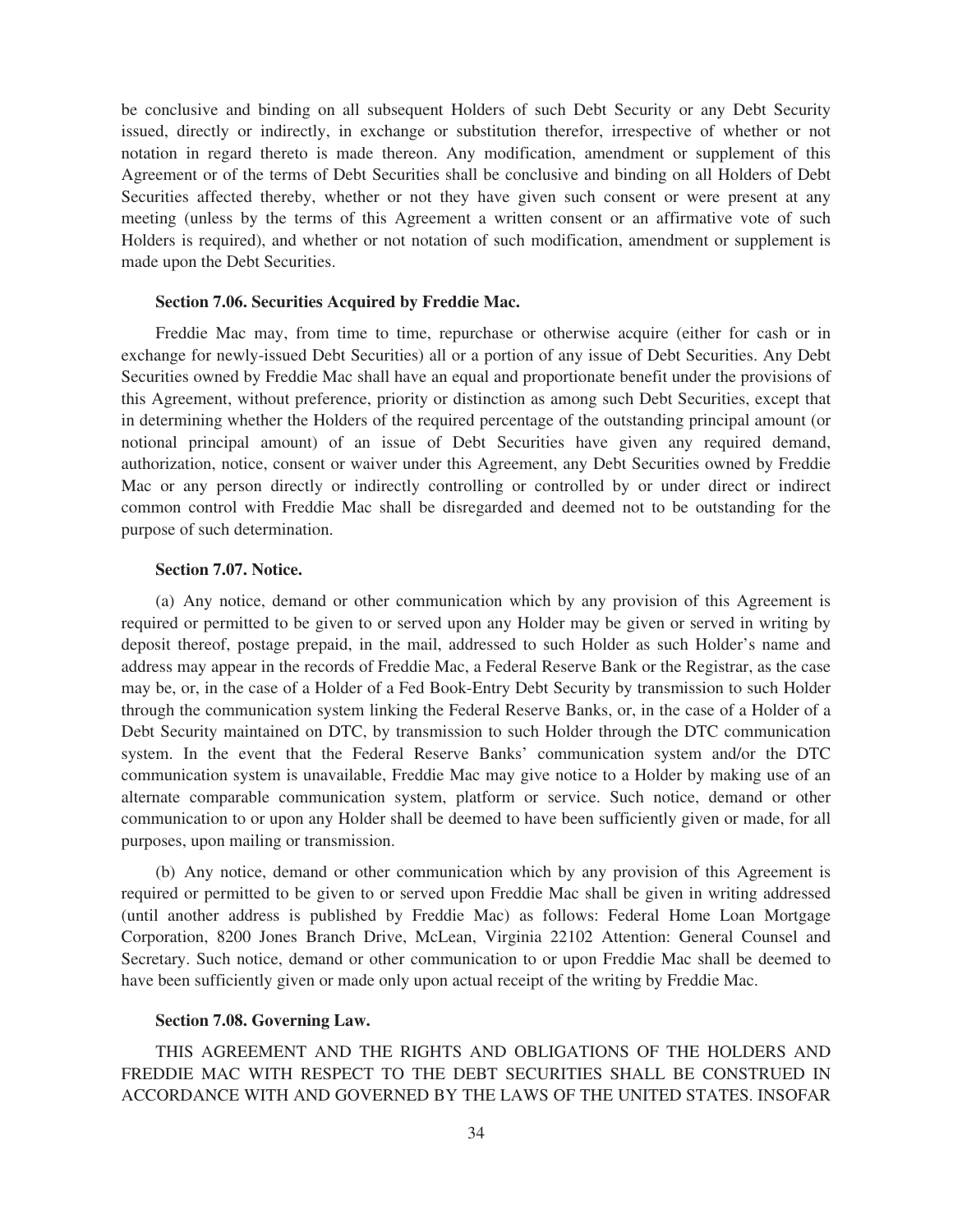be conclusive and binding on all subsequent Holders of such Debt Security or any Debt Security issued, directly or indirectly, in exchange or substitution therefor, irrespective of whether or not notation in regard thereto is made thereon. Any modification, amendment or supplement of this Agreement or of the terms of Debt Securities shall be conclusive and binding on all Holders of Debt Securities affected thereby, whether or not they have given such consent or were present at any meeting (unless by the terms of this Agreement a written consent or an affirmative vote of such Holders is required), and whether or not notation of such modification, amendment or supplement is made upon the Debt Securities.

**Section 7.06. Securities Acquired by Freddie Mac.**

Freddie Mac may, from time to time, repurchase or otherwise acquire (either for cash or in exchange for newly-issued Debt Securities) all or a portion of any issue of Debt Securities. Any Debt Securities owned by Freddie Mac shall have an equal and proportionate benefit under the provisions of this Agreement, without preference, priority or distinction as among such Debt Securities, except that in determining whether the Holders of the required percentage of the outstanding principal amount (or notional principal amount) of an issue of Debt Securities have given any required demand, authorization, notice, consent or waiver under this Agreement, any Debt Securities owned by Freddie Mac or any person directly or indirectly controlling or controlled by or under direct or indirect common control with Freddie Mac shall be disregarded and deemed not to be outstanding for the purpose of such determination.

**Section 7.07. Notice.**

(a) Any notice, demand or other communication which by any provision of this Agreement is required or permitted to be given to or served upon any Holder may be given or served in writing by deposit thereof, postage prepaid, in the mail, addressed to such Holder as such Holder's name and address may appear in the records of Freddie Mac, a Federal Reserve Bank or the Registrar, as the case may be, or, in the case of a Holder of a Fed Book-Entry Debt Security by transmission to such Holder through the communication system linking the Federal Reserve Banks, or, in the case of a Holder of a Debt Security maintained on DTC, by transmission to such Holder through the DTC communication system. In the event that the Federal Reserve Banks' communication system and/or the DTC communication system is unavailable, Freddie Mac may give notice to a Holder by making use of an alternate comparable communication system, platform or service. Such notice, demand or other communication to or upon any Holder shall be deemed to have been sufficiently given or made, for all purposes, upon mailing or transmission.

(b) Any notice, demand or other communication which by any provision of this Agreement is required or permitted to be given to or served upon Freddie Mac shall be given in writing addressed (until another address is published by Freddie Mac) as follows: Federal Home Loan Mortgage Corporation, 8200 Jones Branch Drive, McLean, Virginia 22102 Attention: General Counsel and Secretary. Such notice, demand or other communication to or upon Freddie Mac shall be deemed to have been sufficiently given or made only upon actual receipt of the writing by Freddie Mac.

**Section 7.08. Governing Law.**

THIS AGREEMENT AND THE RIGHTS AND OBLIGATIONS OF THE HOLDERS AND FREDDIE MAC WITH RESPECT TO THE DEBT SECURITIES SHALL BE CONSTRUED IN ACCORDANCE WITH AND GOVERNED BY THE LAWS OF THE UNITED STATES. INSOFAR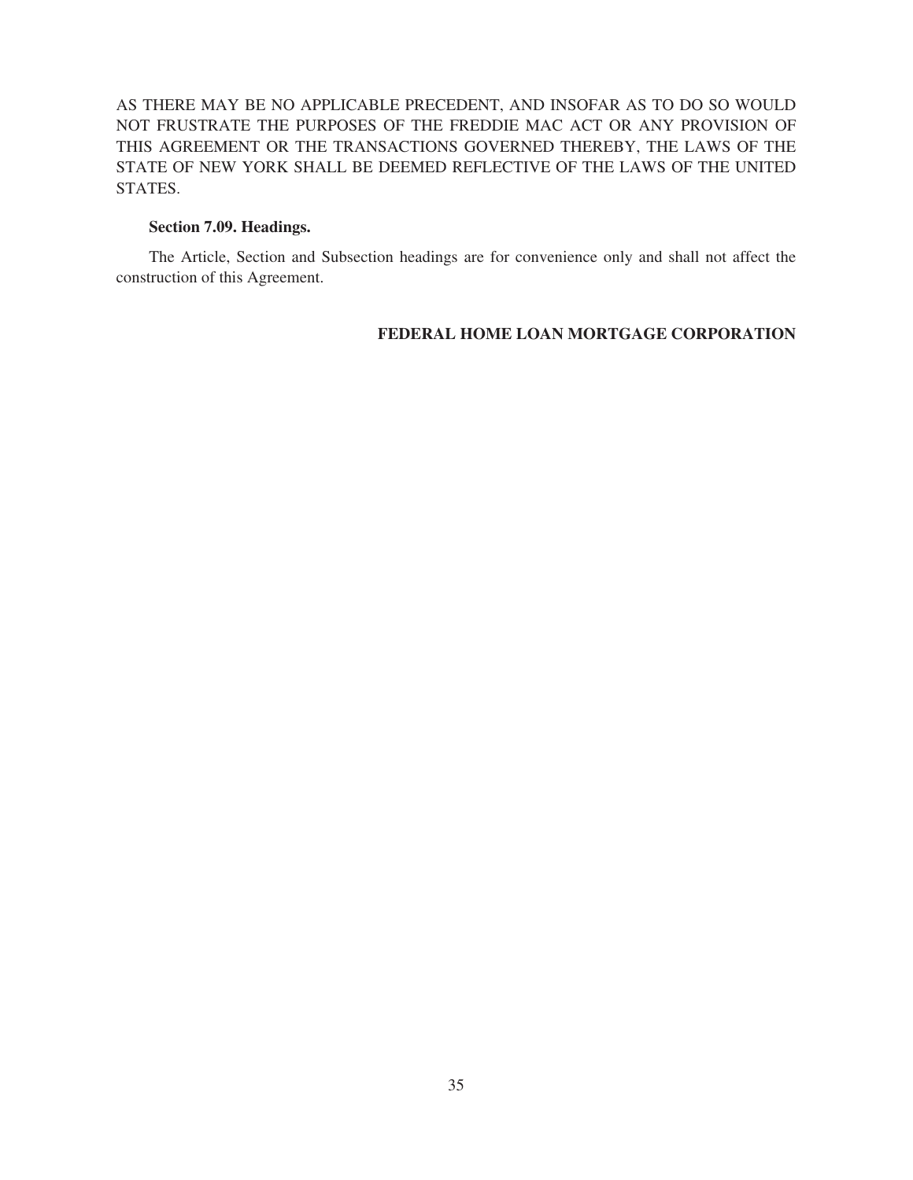AS THERE MAY BE NO APPLICABLE PRECEDENT, AND INSOFAR AS TO DO SO WOULD NOT FRUSTRATE THE PURPOSES OF THE FREDDIE MAC ACT OR ANY PROVISION OF THIS AGREEMENT OR THE TRANSACTIONS GOVERNED THEREBY, THE LAWS OF THE STATE OF NEW YORK SHALL BE DEEMED REFLECTIVE OF THE LAWS OF THE UNITED STATES.

**Section 7.09. Headings.**

The Article, Section and Subsection headings are for convenience only and shall not affect the construction of this Agreement.

**FEDERAL HOME LOAN MORTGAGE CORPORATION**